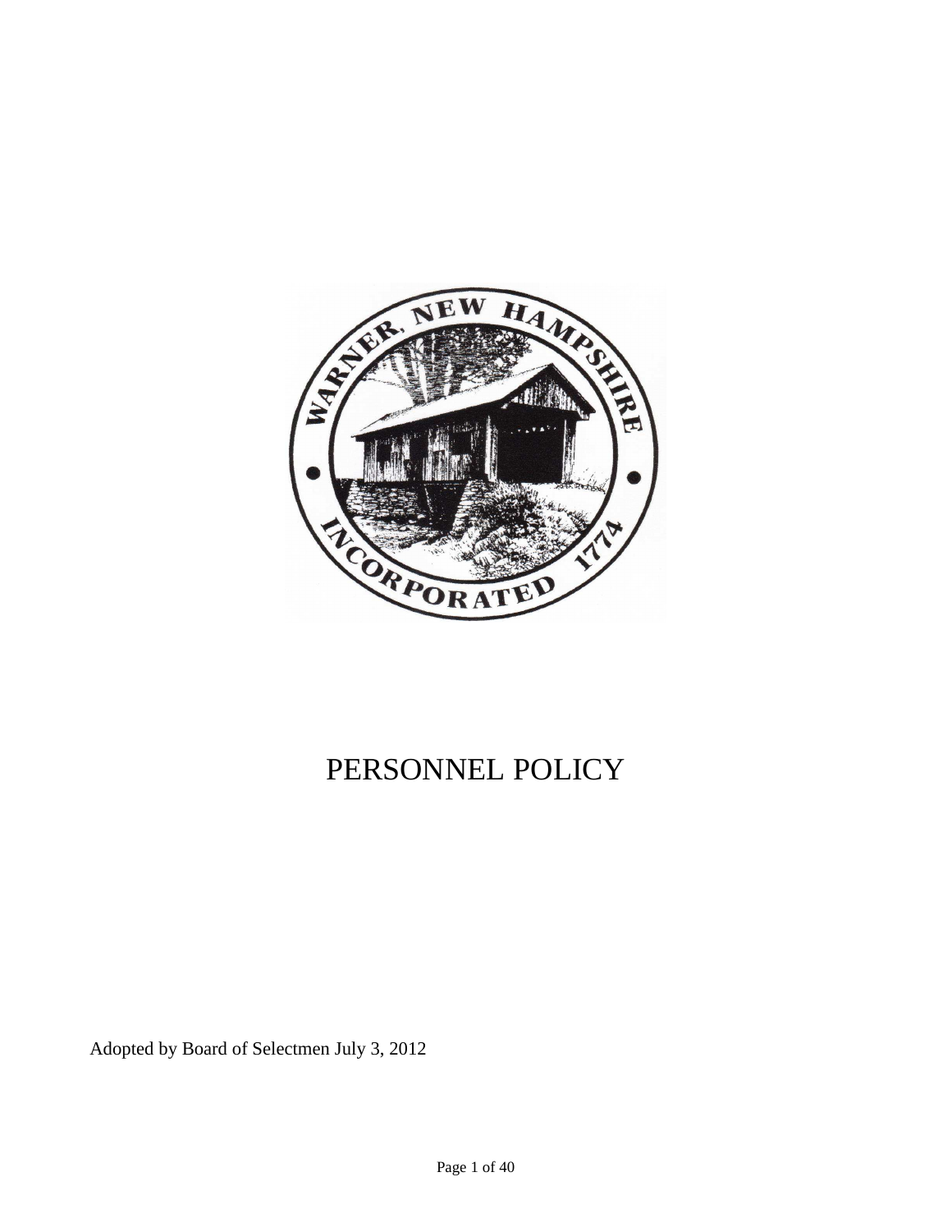# PERSONNEL POLICY

Adopted by Board of Selectmen July 3, 2012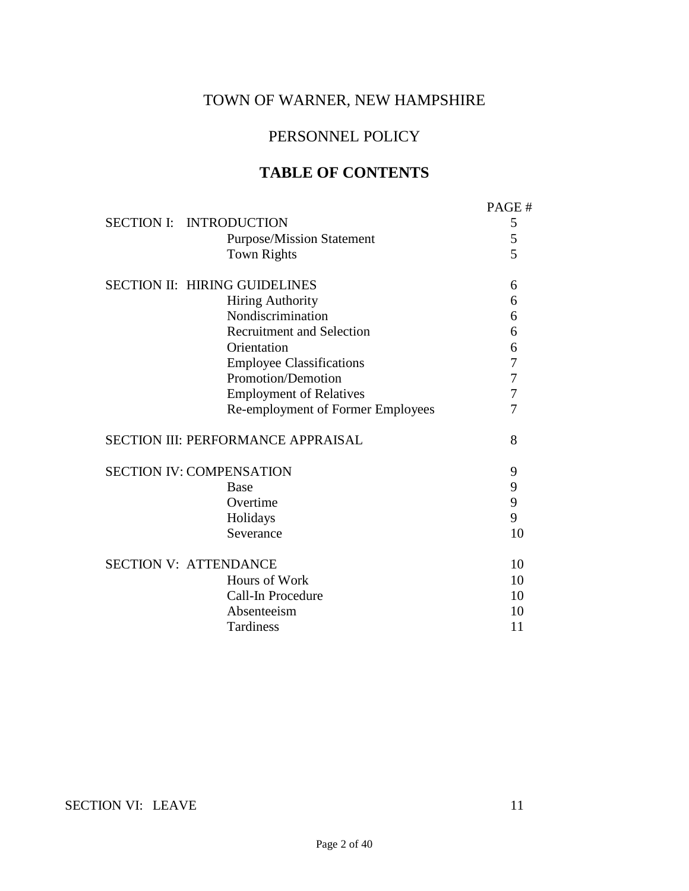# TOWN OF WARNER, NEW HAMPSHIRE

## PERSONNEL POLICY

## TABLE OF CONTENTS

| | | PAGE # |
|---|---|---|
| SECTION I: INTRODUCTION | | 5 |
| | Purpose/Mission Statement | 5 |
| | Town Rights | 5 |
| SECTION II: HIRING GUIDELINES | | 6 |
| | Hiring Authority | 6 |
| | Nondiscrimination | 6 |
| | Recruitment and Selection | 6 |
| | Orientation | 6 |
| | Employee Classifications | 7 |
| | Promotion/Demotion | 7 |
| | Employment of Relatives | 7 |
| | Re-employment of Former Employees | 7 |
| SECTION III: PERFORMANCE APPRAISAL | | 8 |
| SECTION IV: COMPENSATION | | 9 |
| | Base | 9 |
| | Overtime | 9 |
| | Holidays | 9 |
| | Severance | 10 |
| SECTION V: ATTENDANCE | | 10 |
| | Hours of Work | 10 |
| | Call-In Procedure | 10 |
| | Absenteeism | 10 |
| | Tardiness | 11 |
| SECTION VI: LEAVE | | 11 |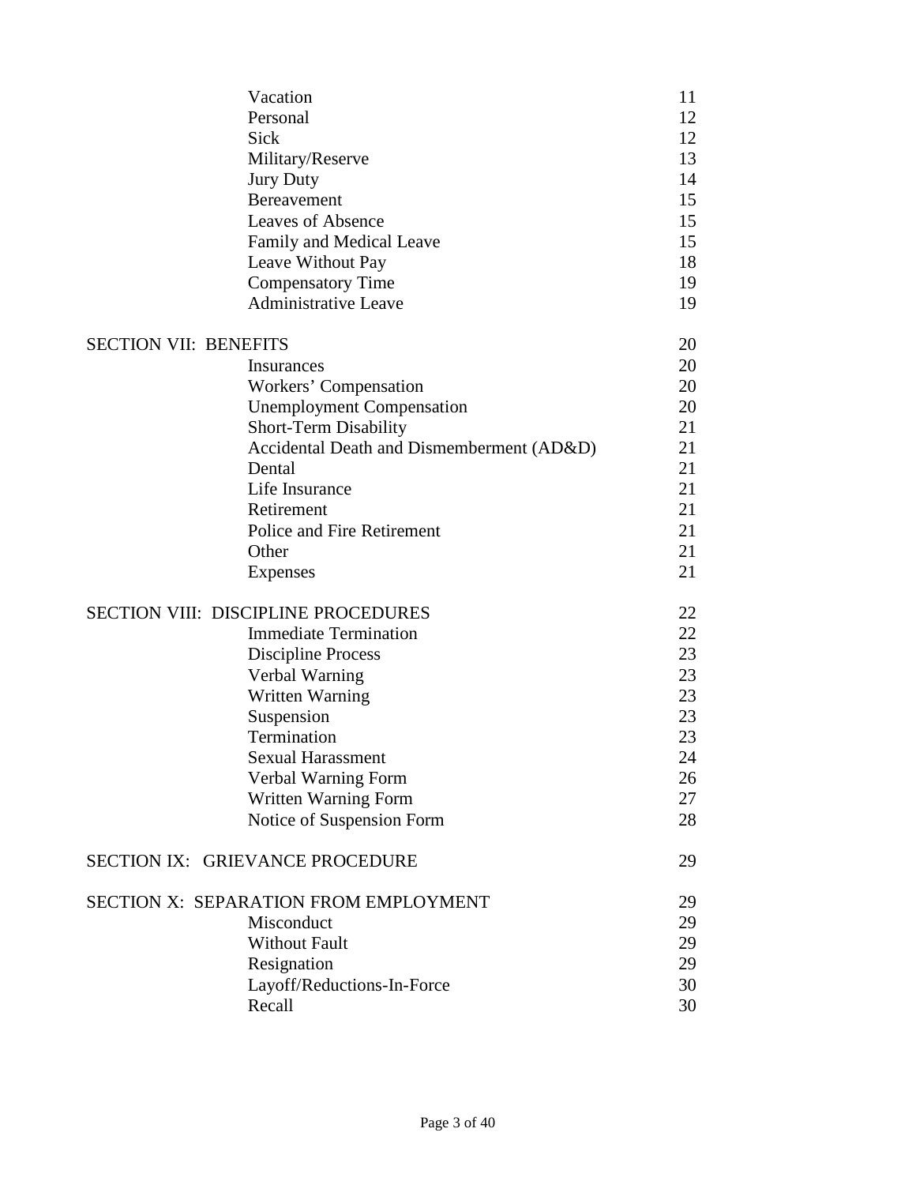| | |
|---|---|
| Vacation | 11 |
| Personal | 12 |
| Sick | 12 |
| Military/Reserve | 13 |
| Jury Duty | 14 |
| Bereavement | 15 |
| Leaves of Absence | 15 |
| Family and Medical Leave | 15 |
| Leave Without Pay | 18 |
| Compensatory Time | 19 |
| Administrative Leave | 19 |
| **SECTION VII: BENEFITS** | 20 |
| Insurances | 20 |
| Workers' Compensation | 20 |
| Unemployment Compensation | 20 |
| Short-Term Disability | 21 |
| Accidental Death and Dismemberment (AD&D) | 21 |
| Dental | 21 |
| Life Insurance | 21 |
| Retirement | 21 |
| Police and Fire Retirement | 21 |
| Other | 21 |
| Expenses | 21 |
| **SECTION VIII: DISCIPLINE PROCEDURES** | 22 |
| Immediate Termination | 22 |
| Discipline Process | 23 |
| Verbal Warning | 23 |
| Written Warning | 23 |
| Suspension | 23 |
| Termination | 23 |
| Sexual Harassment | 24 |
| Verbal Warning Form | 26 |
| Written Warning Form | 27 |
| Notice of Suspension Form | 28 |
| **SECTION IX: GRIEVANCE PROCEDURE** | 29 |
| **SECTION X: SEPARATION FROM EMPLOYMENT** | 29 |
| Misconduct | 29 |
| Without Fault | 29 |
| Resignation | 29 |
| Layoff/Reductions-In-Force | 30 |
| Recall | 30 |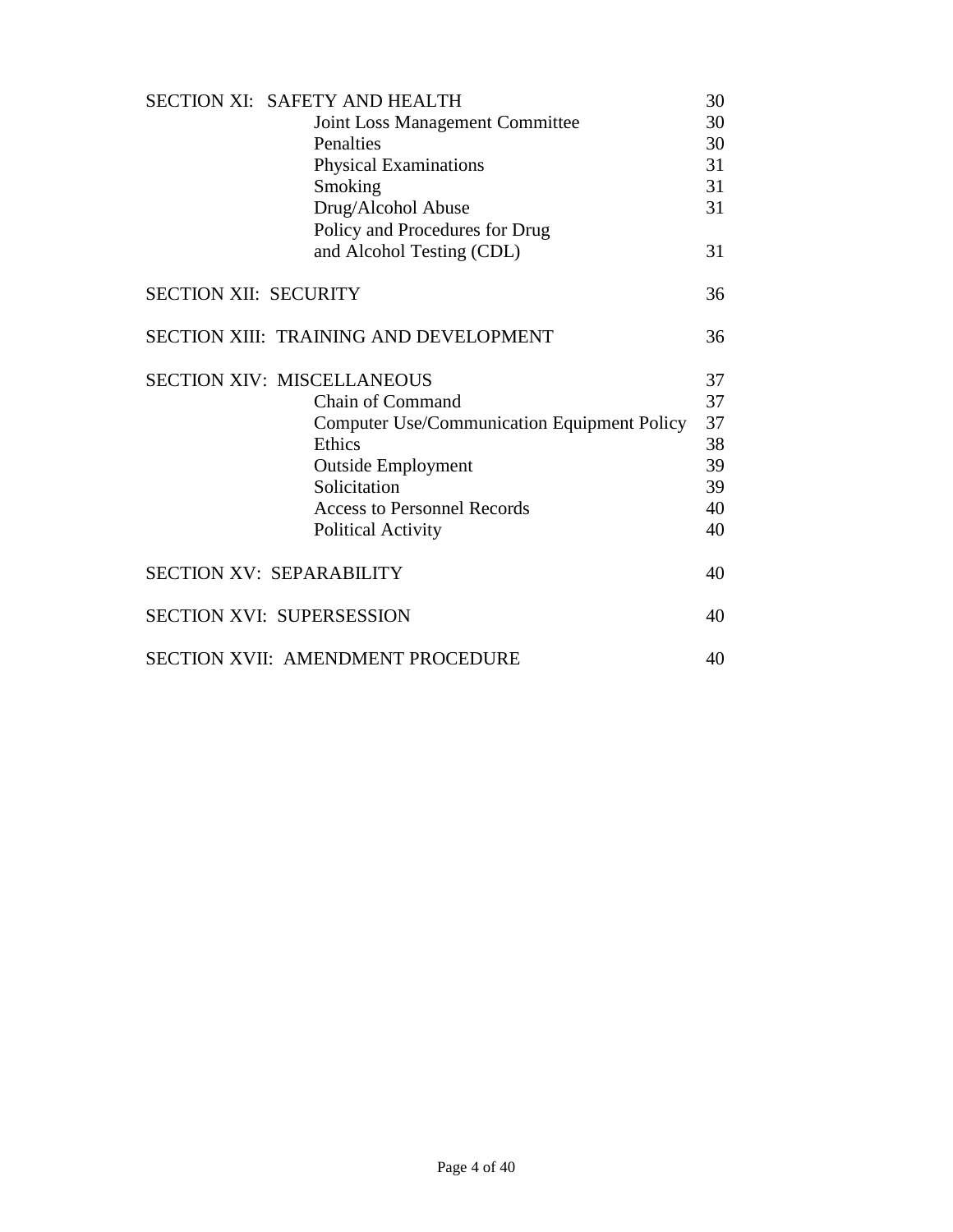| | | |
|---|---|---|
| SECTION XI: SAFETY AND HEALTH | | 30 |
| | Joint Loss Management Committee | 30 |
| | Penalties | 30 |
| | Physical Examinations | 31 |
| | Smoking | 31 |
| | Drug/Alcohol Abuse | 31 |
| | Policy and Procedures for Drug and Alcohol Testing (CDL) | 31 |
| SECTION XII: SECURITY | | 36 |
| SECTION XIII: TRAINING AND DEVELOPMENT | | 36 |
| SECTION XIV: MISCELLANEOUS | | 37 |
| | Chain of Command | 37 |
| | Computer Use/Communication Equipment Policy | 37 |
| | Ethics | 38 |
| | Outside Employment | 39 |
| | Solicitation | 39 |
| | Access to Personnel Records | 40 |
| | Political Activity | 40 |
| SECTION XV: SEPARABILITY | | 40 |
| SECTION XVI: SUPERSESSION | | 40 |
| SECTION XVII: AMENDMENT PROCEDURE | | 40 |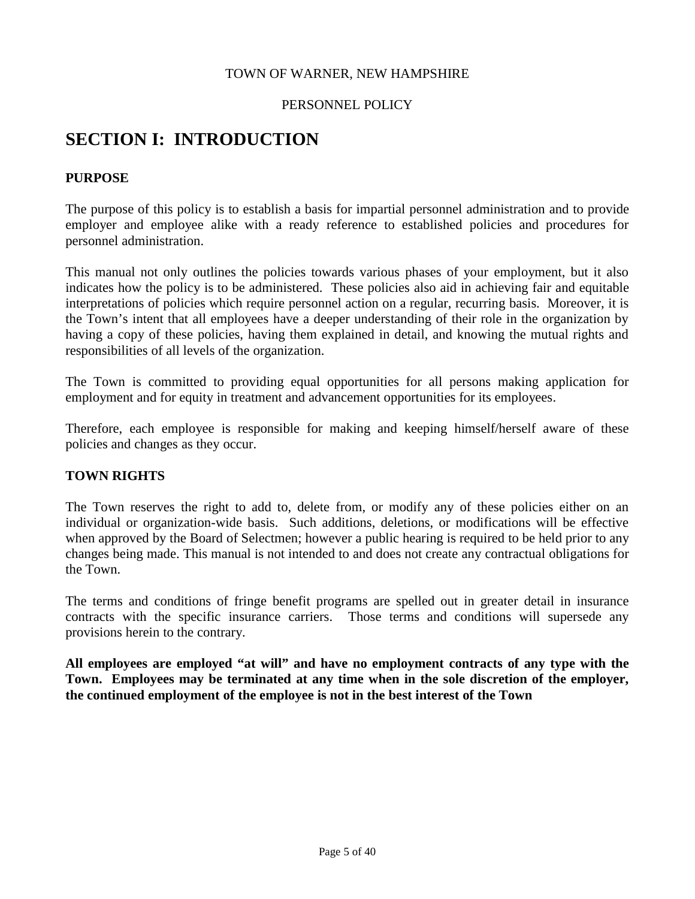TOWN OF WARNER, NEW HAMPSHIRE

PERSONNEL POLICY

# SECTION I: INTRODUCTION

### PURPOSE

The purpose of this policy is to establish a basis for impartial personnel administration and to provide employer and employee alike with a ready reference to established policies and procedures for personnel administration.

This manual not only outlines the policies towards various phases of your employment, but it also indicates how the policy is to be administered. These policies also aid in achieving fair and equitable interpretations of policies which require personnel action on a regular, recurring basis. Moreover, it is the Town's intent that all employees have a deeper understanding of their role in the organization by having a copy of these policies, having them explained in detail, and knowing the mutual rights and responsibilities of all levels of the organization.

The Town is committed to providing equal opportunities for all persons making application for employment and for equity in treatment and advancement opportunities for its employees.

Therefore, each employee is responsible for making and keeping himself/herself aware of these policies and changes as they occur.

### TOWN RIGHTS

The Town reserves the right to add to, delete from, or modify any of these policies either on an individual or organization-wide basis. Such additions, deletions, or modifications will be effective when approved by the Board of Selectmen; however a public hearing is required to be held prior to any changes being made. This manual is not intended to and does not create any contractual obligations for the Town.

The terms and conditions of fringe benefit programs are spelled out in greater detail in insurance contracts with the specific insurance carriers. Those terms and conditions will supersede any provisions herein to the contrary.

**All employees are employed "at will" and have no employment contracts of any type with the Town. Employees may be terminated at any time when in the sole discretion of the employer, the continued employment of the employee is not in the best interest of the Town**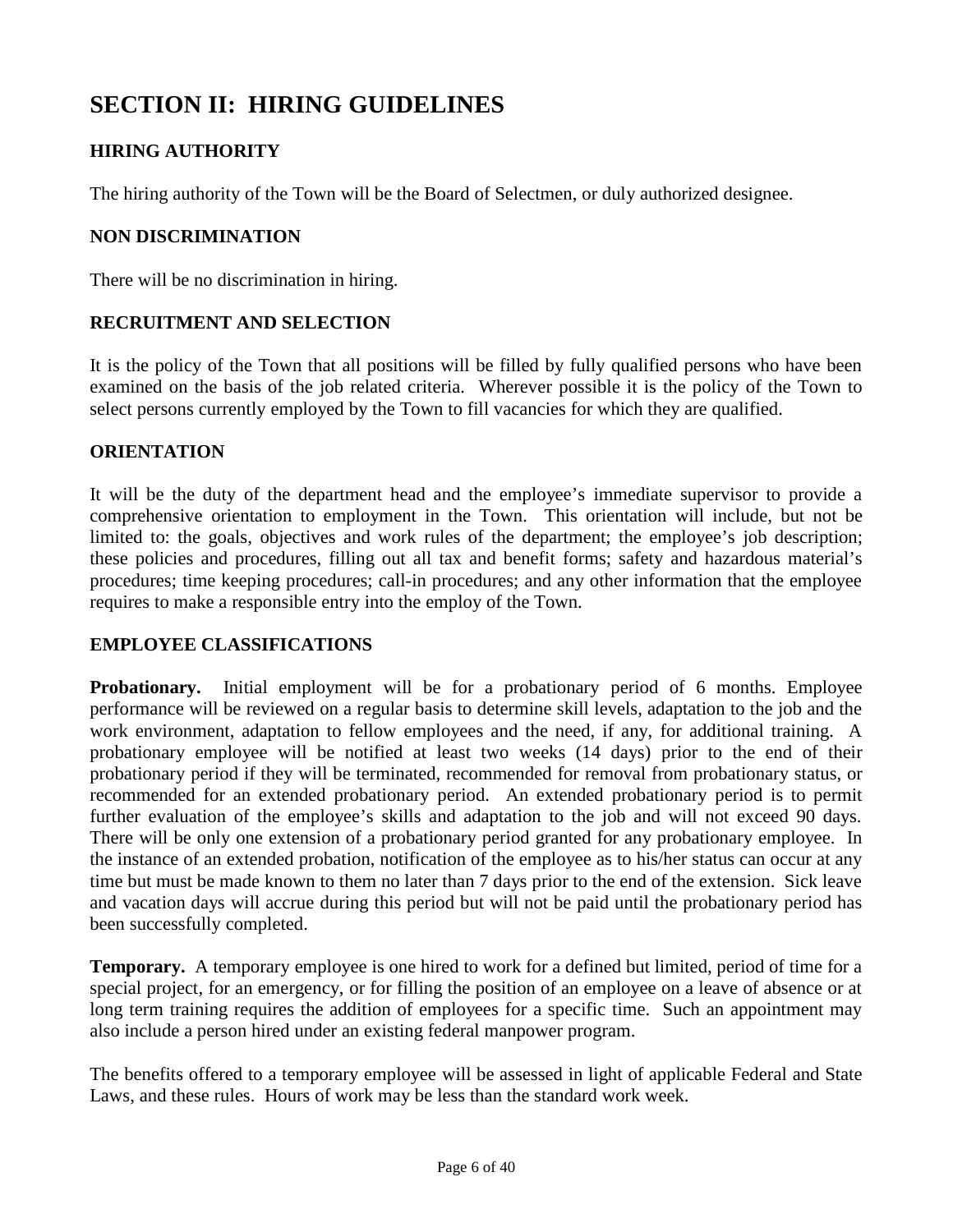# SECTION II: HIRING GUIDELINES

## HIRING AUTHORITY

The hiring authority of the Town will be the Board of Selectmen, or duly authorized designee.

## NON DISCRIMINATION

There will be no discrimination in hiring.

## RECRUITMENT AND SELECTION

It is the policy of the Town that all positions will be filled by fully qualified persons who have been examined on the basis of the job related criteria. Wherever possible it is the policy of the Town to select persons currently employed by the Town to fill vacancies for which they are qualified.

## ORIENTATION

It will be the duty of the department head and the employee's immediate supervisor to provide a comprehensive orientation to employment in the Town. This orientation will include, but not be limited to: the goals, objectives and work rules of the department; the employee's job description; these policies and procedures, filling out all tax and benefit forms; safety and hazardous material's procedures; time keeping procedures; call-in procedures; and any other information that the employee requires to make a responsible entry into the employ of the Town.

## EMPLOYEE CLASSIFICATIONS

**Probationary.** Initial employment will be for a probationary period of 6 months. Employee performance will be reviewed on a regular basis to determine skill levels, adaptation to the job and the work environment, adaptation to fellow employees and the need, if any, for additional training. A probationary employee will be notified at least two weeks (14 days) prior to the end of their probationary period if they will be terminated, recommended for removal from probationary status, or recommended for an extended probationary period. An extended probationary period is to permit further evaluation of the employee's skills and adaptation to the job and will not exceed 90 days. There will be only one extension of a probationary period granted for any probationary employee. In the instance of an extended probation, notification of the employee as to his/her status can occur at any time but must be made known to them no later than 7 days prior to the end of the extension. Sick leave and vacation days will accrue during this period but will not be paid until the probationary period has been successfully completed.

**Temporary.** A temporary employee is one hired to work for a defined but limited, period of time for a special project, for an emergency, or for filling the position of an employee on a leave of absence or at long term training requires the addition of employees for a specific time. Such an appointment may also include a person hired under an existing federal manpower program.

The benefits offered to a temporary employee will be assessed in light of applicable Federal and State Laws, and these rules. Hours of work may be less than the standard work week.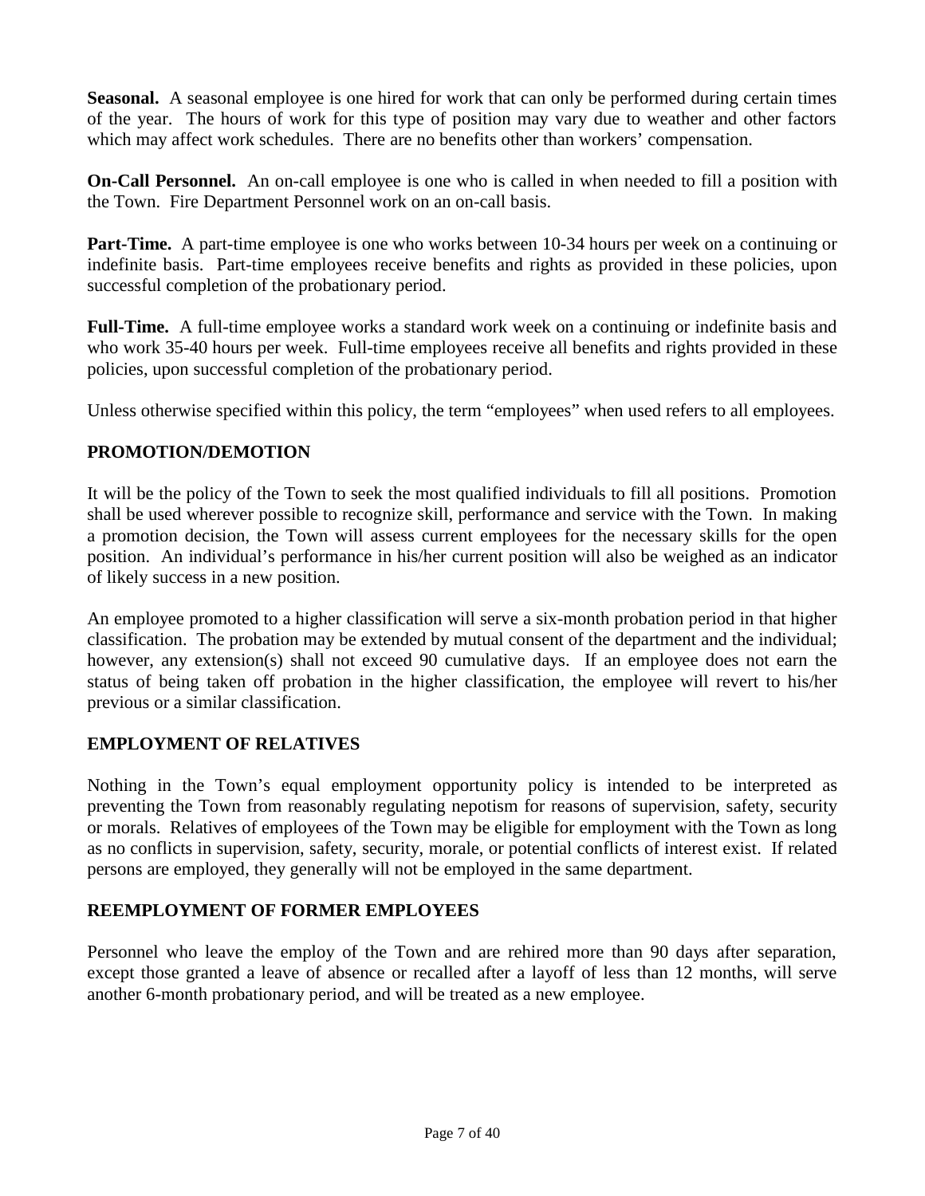**Seasonal.** A seasonal employee is one hired for work that can only be performed during certain times of the year. The hours of work for this type of position may vary due to weather and other factors which may affect work schedules. There are no benefits other than workers' compensation.

**On-Call Personnel.** An on-call employee is one who is called in when needed to fill a position with the Town. Fire Department Personnel work on an on-call basis.

**Part-Time.** A part-time employee is one who works between 10-34 hours per week on a continuing or indefinite basis. Part-time employees receive benefits and rights as provided in these policies, upon successful completion of the probationary period.

**Full-Time.** A full-time employee works a standard work week on a continuing or indefinite basis and who work 35-40 hours per week. Full-time employees receive all benefits and rights provided in these policies, upon successful completion of the probationary period.

Unless otherwise specified within this policy, the term "employees" when used refers to all employees.

## PROMOTION/DEMOTION

It will be the policy of the Town to seek the most qualified individuals to fill all positions. Promotion shall be used wherever possible to recognize skill, performance and service with the Town. In making a promotion decision, the Town will assess current employees for the necessary skills for the open position. An individual's performance in his/her current position will also be weighed as an indicator of likely success in a new position.

An employee promoted to a higher classification will serve a six-month probation period in that higher classification. The probation may be extended by mutual consent of the department and the individual; however, any extension(s) shall not exceed 90 cumulative days. If an employee does not earn the status of being taken off probation in the higher classification, the employee will revert to his/her previous or a similar classification.

## EMPLOYMENT OF RELATIVES

Nothing in the Town's equal employment opportunity policy is intended to be interpreted as preventing the Town from reasonably regulating nepotism for reasons of supervision, safety, security or morals. Relatives of employees of the Town may be eligible for employment with the Town as long as no conflicts in supervision, safety, security, morale, or potential conflicts of interest exist. If related persons are employed, they generally will not be employed in the same department.

## REEMPLOYMENT OF FORMER EMPLOYEES

Personnel who leave the employ of the Town and are rehired more than 90 days after separation, except those granted a leave of absence or recalled after a layoff of less than 12 months, will serve another 6-month probationary period, and will be treated as a new employee.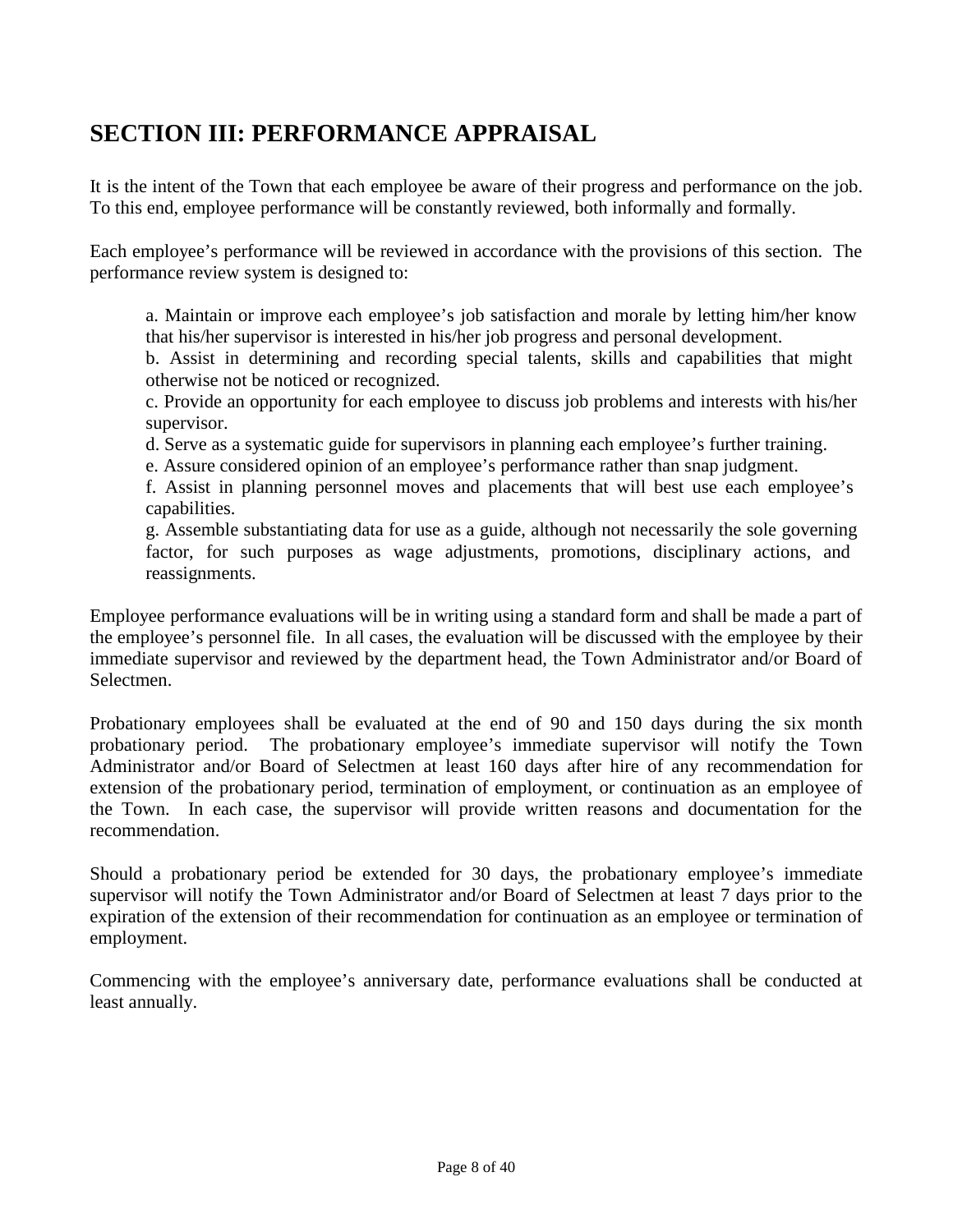# SECTION III: PERFORMANCE APPRAISAL

It is the intent of the Town that each employee be aware of their progress and performance on the job. To this end, employee performance will be constantly reviewed, both informally and formally.

Each employee's performance will be reviewed in accordance with the provisions of this section. The performance review system is designed to:

a. Maintain or improve each employee's job satisfaction and morale by letting him/her know that his/her supervisor is interested in his/her job progress and personal development.
b. Assist in determining and recording special talents, skills and capabilities that might otherwise not be noticed or recognized.
c. Provide an opportunity for each employee to discuss job problems and interests with his/her supervisor.
d. Serve as a systematic guide for supervisors in planning each employee's further training.
e. Assure considered opinion of an employee's performance rather than snap judgment.
f. Assist in planning personnel moves and placements that will best use each employee's capabilities.
g. Assemble substantiating data for use as a guide, although not necessarily the sole governing factor, for such purposes as wage adjustments, promotions, disciplinary actions, and reassignments.

Employee performance evaluations will be in writing using a standard form and shall be made a part of the employee's personnel file. In all cases, the evaluation will be discussed with the employee by their immediate supervisor and reviewed by the department head, the Town Administrator and/or Board of Selectmen.

Probationary employees shall be evaluated at the end of 90 and 150 days during the six month probationary period. The probationary employee's immediate supervisor will notify the Town Administrator and/or Board of Selectmen at least 160 days after hire of any recommendation for extension of the probationary period, termination of employment, or continuation as an employee of the Town. In each case, the supervisor will provide written reasons and documentation for the recommendation.

Should a probationary period be extended for 30 days, the probationary employee's immediate supervisor will notify the Town Administrator and/or Board of Selectmen at least 7 days prior to the expiration of the extension of their recommendation for continuation as an employee or termination of employment.

Commencing with the employee's anniversary date, performance evaluations shall be conducted at least annually.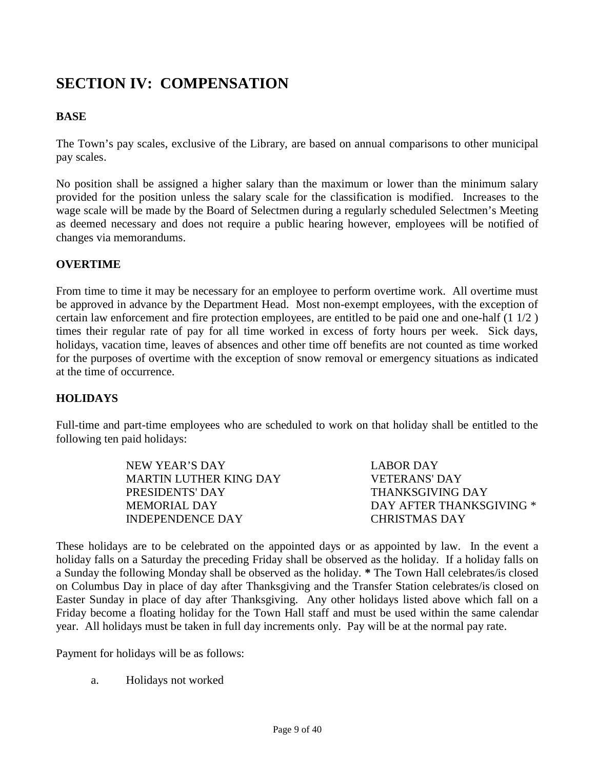# SECTION IV: COMPENSATION

**BASE**

The Town's pay scales, exclusive of the Library, are based on annual comparisons to other municipal pay scales.

No position shall be assigned a higher salary than the maximum or lower than the minimum salary provided for the position unless the salary scale for the classification is modified. Increases to the wage scale will be made by the Board of Selectmen during a regularly scheduled Selectmen's Meeting as deemed necessary and does not require a public hearing however, employees will be notified of changes via memorandums.

**OVERTIME**

From time to time it may be necessary for an employee to perform overtime work. All overtime must be approved in advance by the Department Head. Most non-exempt employees, with the exception of certain law enforcement and fire protection employees, are entitled to be paid one and one-half (1 1/2 ) times their regular rate of pay for all time worked in excess of forty hours per week. Sick days, holidays, vacation time, leaves of absences and other time off benefits are not counted as time worked for the purposes of overtime with the exception of snow removal or emergency situations as indicated at the time of occurrence.

**HOLIDAYS**

Full-time and part-time employees who are scheduled to work on that holiday shall be entitled to the following ten paid holidays:

| | |
|---|---|
| NEW YEAR'S DAY | LABOR DAY |
| MARTIN LUTHER KING DAY | VETERANS' DAY |
| PRESIDENTS' DAY | THANKSGIVING DAY |
| MEMORIAL DAY | DAY AFTER THANKSGIVING * |
| INDEPENDENCE DAY | CHRISTMAS DAY |

These holidays are to be celebrated on the appointed days or as appointed by law. In the event a holiday falls on a Saturday the preceding Friday shall be observed as the holiday. If a holiday falls on a Sunday the following Monday shall be observed as the holiday. **\*** The Town Hall celebrates/is closed on Columbus Day in place of day after Thanksgiving and the Transfer Station celebrates/is closed on Easter Sunday in place of day after Thanksgiving. Any other holidays listed above which fall on a Friday become a floating holiday for the Town Hall staff and must be used within the same calendar year. All holidays must be taken in full day increments only. Pay will be at the normal pay rate.

Payment for holidays will be as follows:

a. Holidays not worked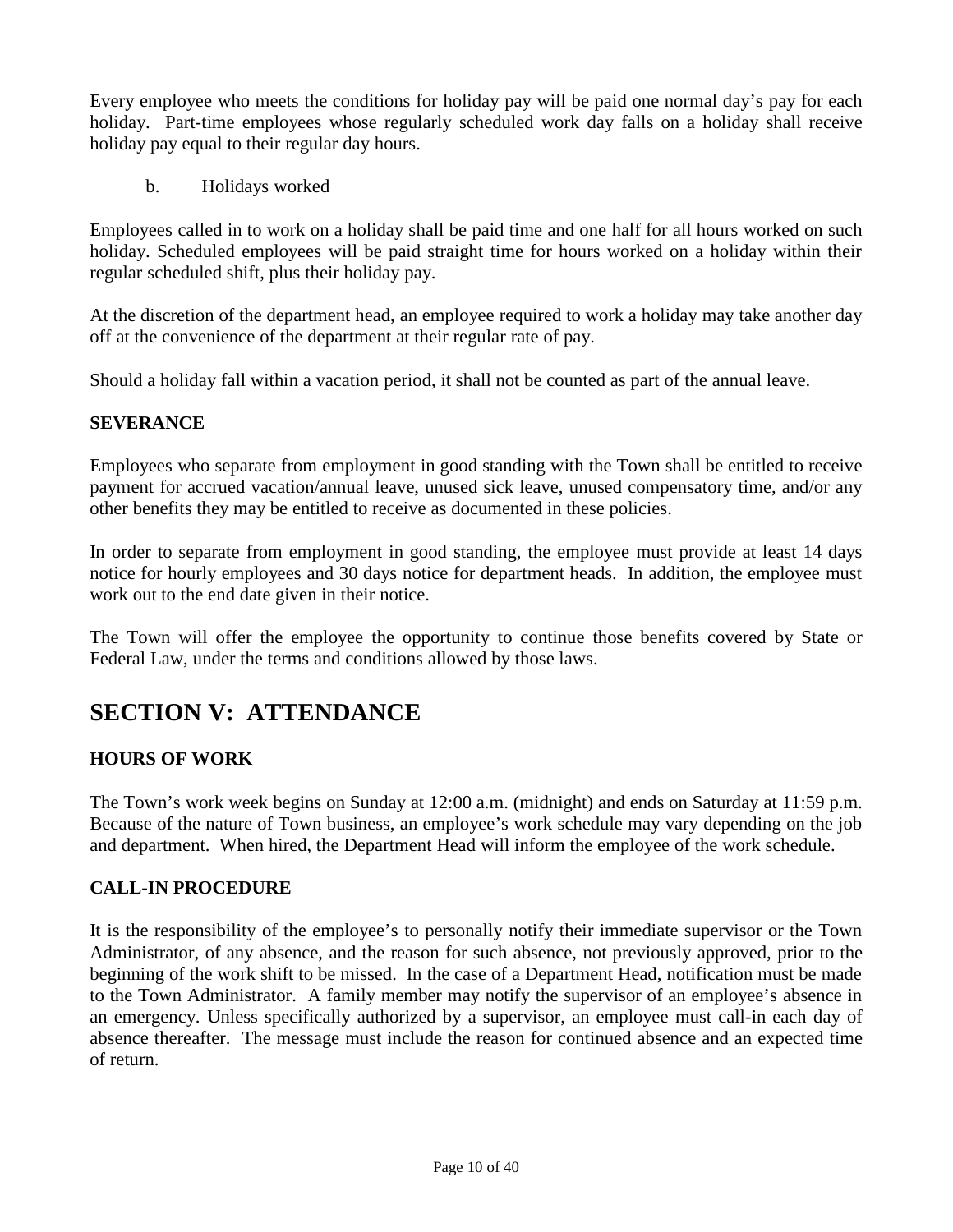Every employee who meets the conditions for holiday pay will be paid one normal day's pay for each holiday. Part-time employees whose regularly scheduled work day falls on a holiday shall receive holiday pay equal to their regular day hours.

b. Holidays worked

Employees called in to work on a holiday shall be paid time and one half for all hours worked on such holiday. Scheduled employees will be paid straight time for hours worked on a holiday within their regular scheduled shift, plus their holiday pay.

At the discretion of the department head, an employee required to work a holiday may take another day off at the convenience of the department at their regular rate of pay.

Should a holiday fall within a vacation period, it shall not be counted as part of the annual leave.

### SEVERANCE

Employees who separate from employment in good standing with the Town shall be entitled to receive payment for accrued vacation/annual leave, unused sick leave, unused compensatory time, and/or any other benefits they may be entitled to receive as documented in these policies.

In order to separate from employment in good standing, the employee must provide at least 14 days notice for hourly employees and 30 days notice for department heads. In addition, the employee must work out to the end date given in their notice.

The Town will offer the employee the opportunity to continue those benefits covered by State or Federal Law, under the terms and conditions allowed by those laws.

## SECTION V: ATTENDANCE

### HOURS OF WORK

The Town's work week begins on Sunday at 12:00 a.m. (midnight) and ends on Saturday at 11:59 p.m. Because of the nature of Town business, an employee's work schedule may vary depending on the job and department. When hired, the Department Head will inform the employee of the work schedule.

### CALL-IN PROCEDURE

It is the responsibility of the employee's to personally notify their immediate supervisor or the Town Administrator, of any absence, and the reason for such absence, not previously approved, prior to the beginning of the work shift to be missed. In the case of a Department Head, notification must be made to the Town Administrator. A family member may notify the supervisor of an employee's absence in an emergency. Unless specifically authorized by a supervisor, an employee must call-in each day of absence thereafter. The message must include the reason for continued absence and an expected time of return.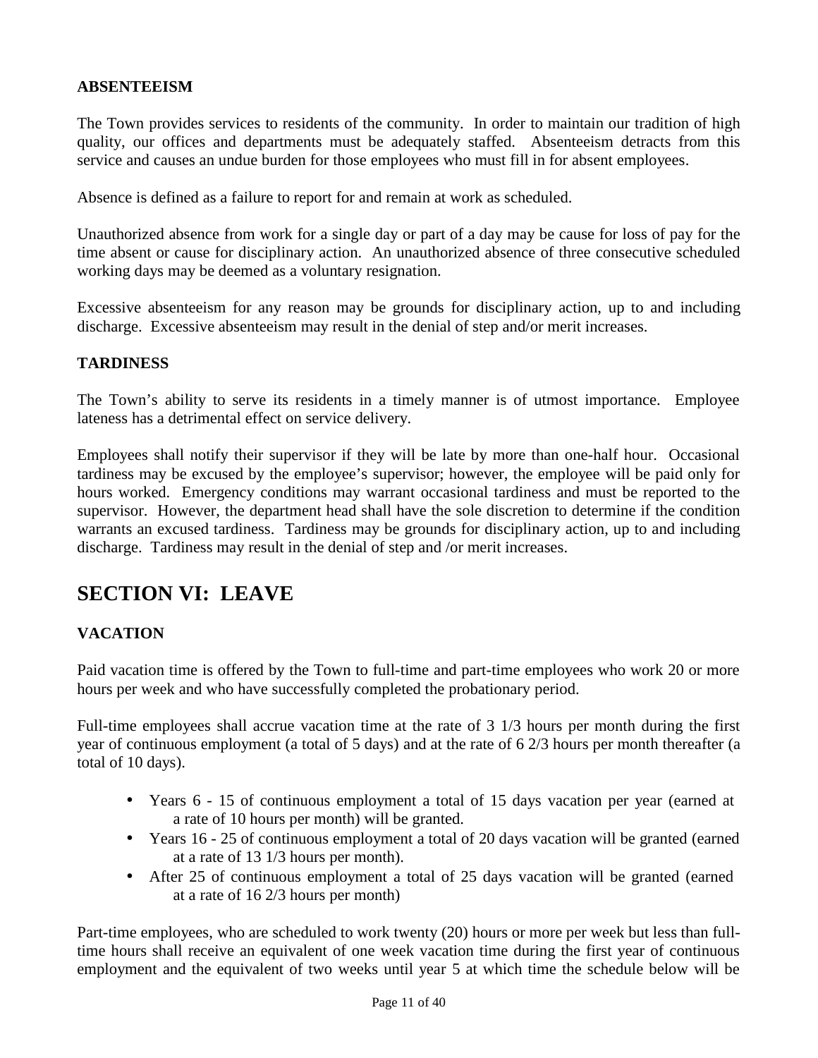### ABSENTEEISM

The Town provides services to residents of the community. In order to maintain our tradition of high quality, our offices and departments must be adequately staffed. Absenteeism detracts from this service and causes an undue burden for those employees who must fill in for absent employees.

Absence is defined as a failure to report for and remain at work as scheduled.

Unauthorized absence from work for a single day or part of a day may be cause for loss of pay for the time absent or cause for disciplinary action. An unauthorized absence of three consecutive scheduled working days may be deemed as a voluntary resignation.

Excessive absenteeism for any reason may be grounds for disciplinary action, up to and including discharge. Excessive absenteeism may result in the denial of step and/or merit increases.

### TARDINESS

The Town's ability to serve its residents in a timely manner is of utmost importance. Employee lateness has a detrimental effect on service delivery.

Employees shall notify their supervisor if they will be late by more than one-half hour. Occasional tardiness may be excused by the employee's supervisor; however, the employee will be paid only for hours worked. Emergency conditions may warrant occasional tardiness and must be reported to the supervisor. However, the department head shall have the sole discretion to determine if the condition warrants an excused tardiness. Tardiness may be grounds for disciplinary action, up to and including discharge. Tardiness may result in the denial of step and /or merit increases.

## SECTION VI: LEAVE

### VACATION

Paid vacation time is offered by the Town to full-time and part-time employees who work 20 or more hours per week and who have successfully completed the probationary period.

Full-time employees shall accrue vacation time at the rate of 3 1/3 hours per month during the first year of continuous employment (a total of 5 days) and at the rate of 6 2/3 hours per month thereafter (a total of 10 days).

- Years 6 - 15 of continuous employment a total of 15 days vacation per year (earned at a rate of 10 hours per month) will be granted.
- Years 16 - 25 of continuous employment a total of 20 days vacation will be granted (earned at a rate of 13 1/3 hours per month).
- After 25 of continuous employment a total of 25 days vacation will be granted (earned at a rate of 16 2/3 hours per month)

Part-time employees, who are scheduled to work twenty (20) hours or more per week but less than full-time hours shall receive an equivalent of one week vacation time during the first year of continuous employment and the equivalent of two weeks until year 5 at which time the schedule below will be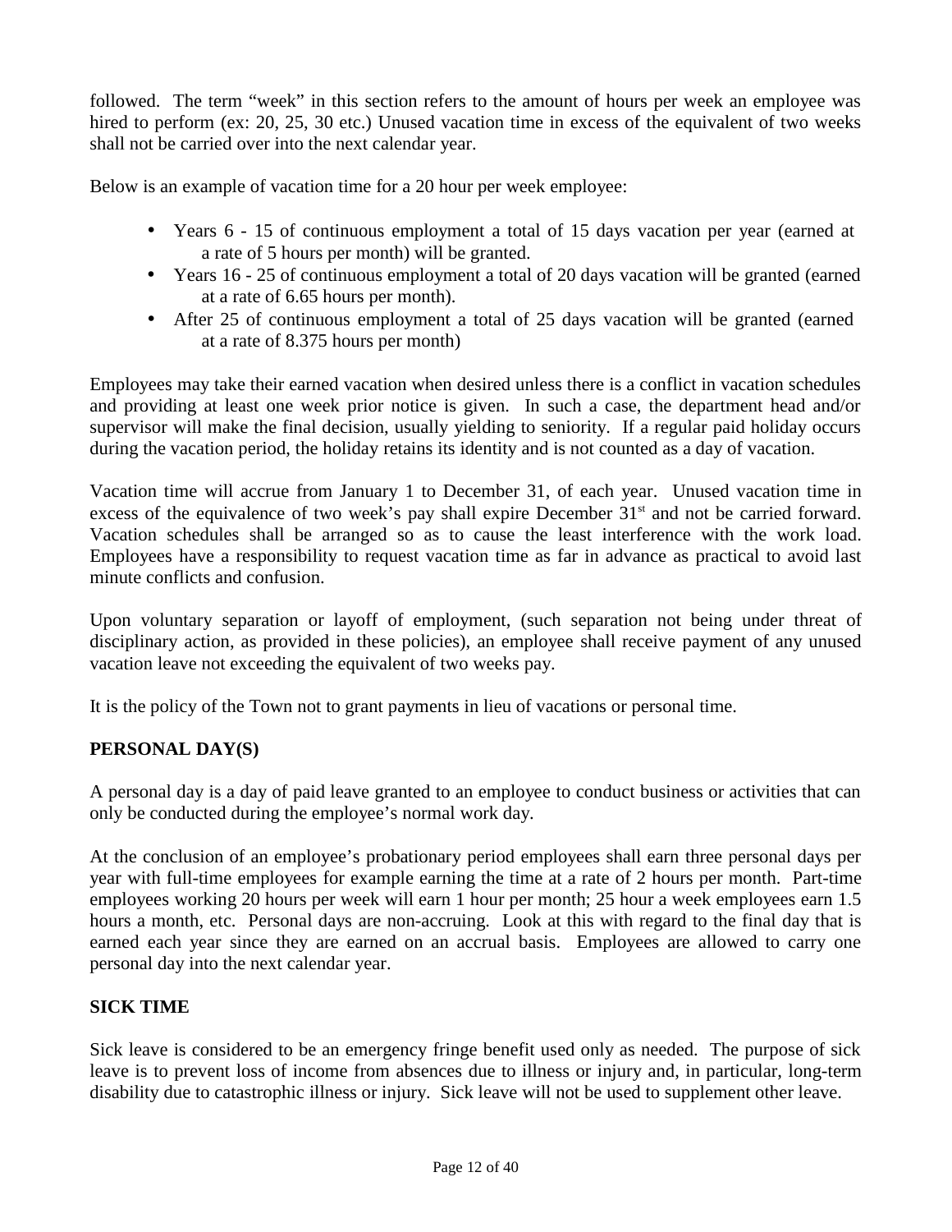followed. The term "week" in this section refers to the amount of hours per week an employee was hired to perform (ex: 20, 25, 30 etc.) Unused vacation time in excess of the equivalent of two weeks shall not be carried over into the next calendar year.

Below is an example of vacation time for a 20 hour per week employee:

- Years 6 - 15 of continuous employment a total of 15 days vacation per year (earned at a rate of 5 hours per month) will be granted.
- Years 16 - 25 of continuous employment a total of 20 days vacation will be granted (earned at a rate of 6.65 hours per month).
- After 25 of continuous employment a total of 25 days vacation will be granted (earned at a rate of 8.375 hours per month)

Employees may take their earned vacation when desired unless there is a conflict in vacation schedules and providing at least one week prior notice is given. In such a case, the department head and/or supervisor will make the final decision, usually yielding to seniority. If a regular paid holiday occurs during the vacation period, the holiday retains its identity and is not counted as a day of vacation.

Vacation time will accrue from January 1 to December 31, of each year. Unused vacation time in excess of the equivalence of two week's pay shall expire December 31st and not be carried forward. Vacation schedules shall be arranged so as to cause the least interference with the work load. Employees have a responsibility to request vacation time as far in advance as practical to avoid last minute conflicts and confusion.

Upon voluntary separation or layoff of employment, (such separation not being under threat of disciplinary action, as provided in these policies), an employee shall receive payment of any unused vacation leave not exceeding the equivalent of two weeks pay.

It is the policy of the Town not to grant payments in lieu of vacations or personal time.

**PERSONAL DAY(S)**

A personal day is a day of paid leave granted to an employee to conduct business or activities that can only be conducted during the employee's normal work day.

At the conclusion of an employee's probationary period employees shall earn three personal days per year with full-time employees for example earning the time at a rate of 2 hours per month. Part-time employees working 20 hours per week will earn 1 hour per month; 25 hour a week employees earn 1.5 hours a month, etc. Personal days are non-accruing. Look at this with regard to the final day that is earned each year since they are earned on an accrual basis. Employees are allowed to carry one personal day into the next calendar year.

**SICK TIME**

Sick leave is considered to be an emergency fringe benefit used only as needed. The purpose of sick leave is to prevent loss of income from absences due to illness or injury and, in particular, long-term disability due to catastrophic illness or injury. Sick leave will not be used to supplement other leave.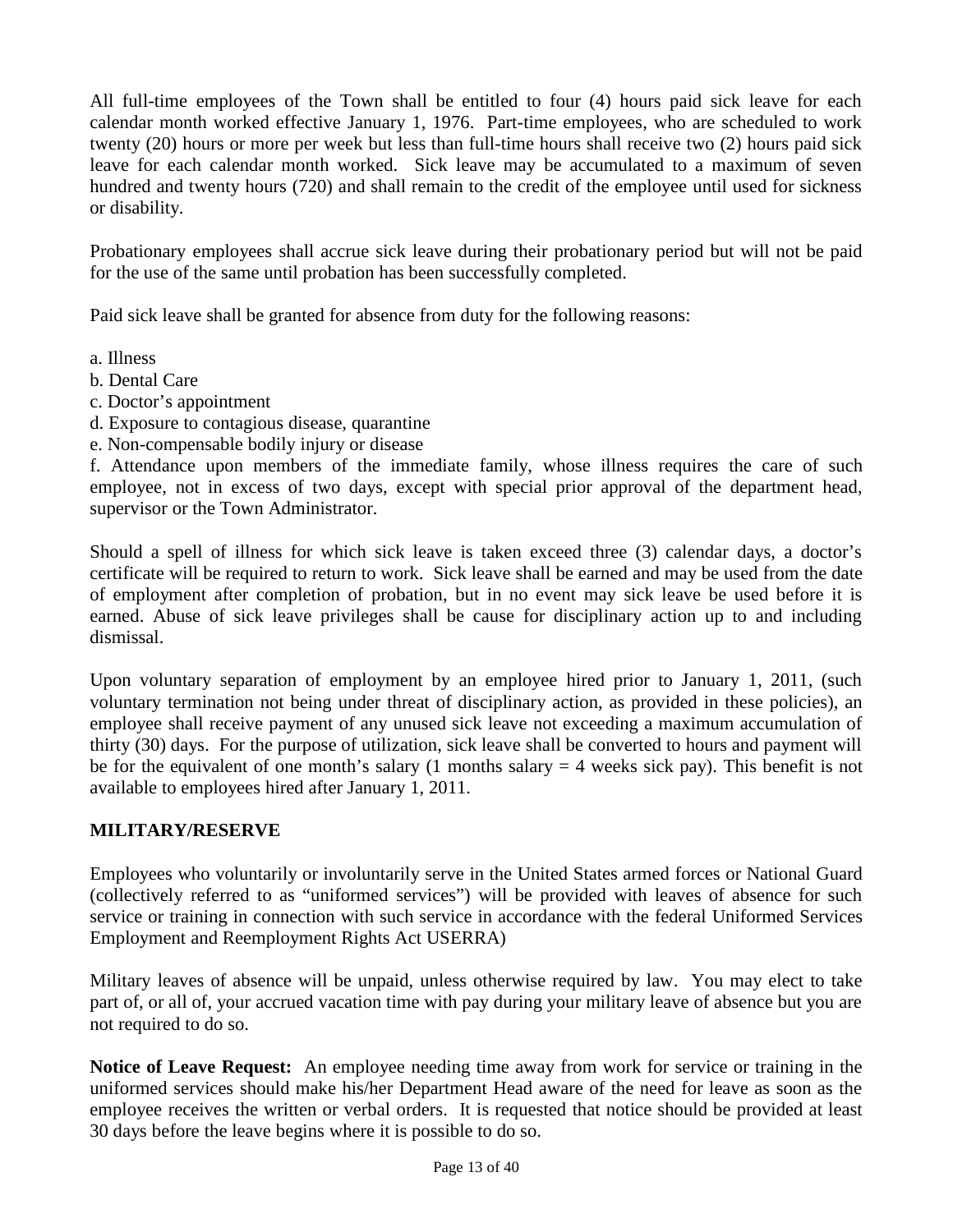All full-time employees of the Town shall be entitled to four (4) hours paid sick leave for each calendar month worked effective January 1, 1976. Part-time employees, who are scheduled to work twenty (20) hours or more per week but less than full-time hours shall receive two (2) hours paid sick leave for each calendar month worked. Sick leave may be accumulated to a maximum of seven hundred and twenty hours (720) and shall remain to the credit of the employee until used for sickness or disability.

Probationary employees shall accrue sick leave during their probationary period but will not be paid for the use of the same until probation has been successfully completed.

Paid sick leave shall be granted for absence from duty for the following reasons:

a. Illness
b. Dental Care
c. Doctor's appointment
d. Exposure to contagious disease, quarantine
e. Non-compensable bodily injury or disease
f. Attendance upon members of the immediate family, whose illness requires the care of such employee, not in excess of two days, except with special prior approval of the department head, supervisor or the Town Administrator.

Should a spell of illness for which sick leave is taken exceed three (3) calendar days, a doctor's certificate will be required to return to work. Sick leave shall be earned and may be used from the date of employment after completion of probation, but in no event may sick leave be used before it is earned. Abuse of sick leave privileges shall be cause for disciplinary action up to and including dismissal.

Upon voluntary separation of employment by an employee hired prior to January 1, 2011, (such voluntary termination not being under threat of disciplinary action, as provided in these policies), an employee shall receive payment of any unused sick leave not exceeding a maximum accumulation of thirty (30) days. For the purpose of utilization, sick leave shall be converted to hours and payment will be for the equivalent of one month's salary (1 months salary = 4 weeks sick pay). This benefit is not available to employees hired after January 1, 2011.

**MILITARY/RESERVE**

Employees who voluntarily or involuntarily serve in the United States armed forces or National Guard (collectively referred to as "uniformed services") will be provided with leaves of absence for such service or training in connection with such service in accordance with the federal Uniformed Services Employment and Reemployment Rights Act USERRA)

Military leaves of absence will be unpaid, unless otherwise required by law. You may elect to take part of, or all of, your accrued vacation time with pay during your military leave of absence but you are not required to do so.

**Notice of Leave Request:** An employee needing time away from work for service or training in the uniformed services should make his/her Department Head aware of the need for leave as soon as the employee receives the written or verbal orders. It is requested that notice should be provided at least 30 days before the leave begins where it is possible to do so.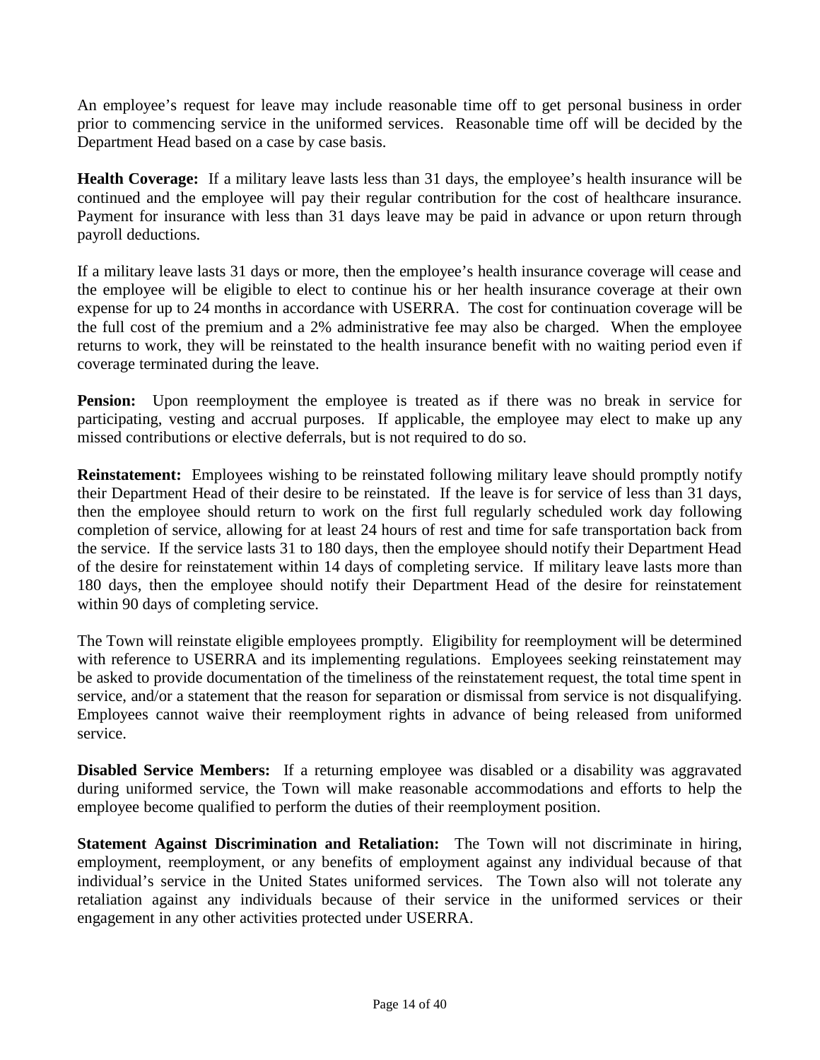An employee's request for leave may include reasonable time off to get personal business in order prior to commencing service in the uniformed services. Reasonable time off will be decided by the Department Head based on a case by case basis.

**Health Coverage:** If a military leave lasts less than 31 days, the employee's health insurance will be continued and the employee will pay their regular contribution for the cost of healthcare insurance. Payment for insurance with less than 31 days leave may be paid in advance or upon return through payroll deductions.

If a military leave lasts 31 days or more, then the employee's health insurance coverage will cease and the employee will be eligible to elect to continue his or her health insurance coverage at their own expense for up to 24 months in accordance with USERRA. The cost for continuation coverage will be the full cost of the premium and a 2% administrative fee may also be charged. When the employee returns to work, they will be reinstated to the health insurance benefit with no waiting period even if coverage terminated during the leave.

**Pension:** Upon reemployment the employee is treated as if there was no break in service for participating, vesting and accrual purposes. If applicable, the employee may elect to make up any missed contributions or elective deferrals, but is not required to do so.

**Reinstatement:** Employees wishing to be reinstated following military leave should promptly notify their Department Head of their desire to be reinstated. If the leave is for service of less than 31 days, then the employee should return to work on the first full regularly scheduled work day following completion of service, allowing for at least 24 hours of rest and time for safe transportation back from the service. If the service lasts 31 to 180 days, then the employee should notify their Department Head of the desire for reinstatement within 14 days of completing service. If military leave lasts more than 180 days, then the employee should notify their Department Head of the desire for reinstatement within 90 days of completing service.

The Town will reinstate eligible employees promptly. Eligibility for reemployment will be determined with reference to USERRA and its implementing regulations. Employees seeking reinstatement may be asked to provide documentation of the timeliness of the reinstatement request, the total time spent in service, and/or a statement that the reason for separation or dismissal from service is not disqualifying. Employees cannot waive their reemployment rights in advance of being released from uniformed service.

**Disabled Service Members:** If a returning employee was disabled or a disability was aggravated during uniformed service, the Town will make reasonable accommodations and efforts to help the employee become qualified to perform the duties of their reemployment position.

**Statement Against Discrimination and Retaliation:** The Town will not discriminate in hiring, employment, reemployment, or any benefits of employment against any individual because of that individual's service in the United States uniformed services. The Town also will not tolerate any retaliation against any individuals because of their service in the uniformed services or their engagement in any other activities protected under USERRA.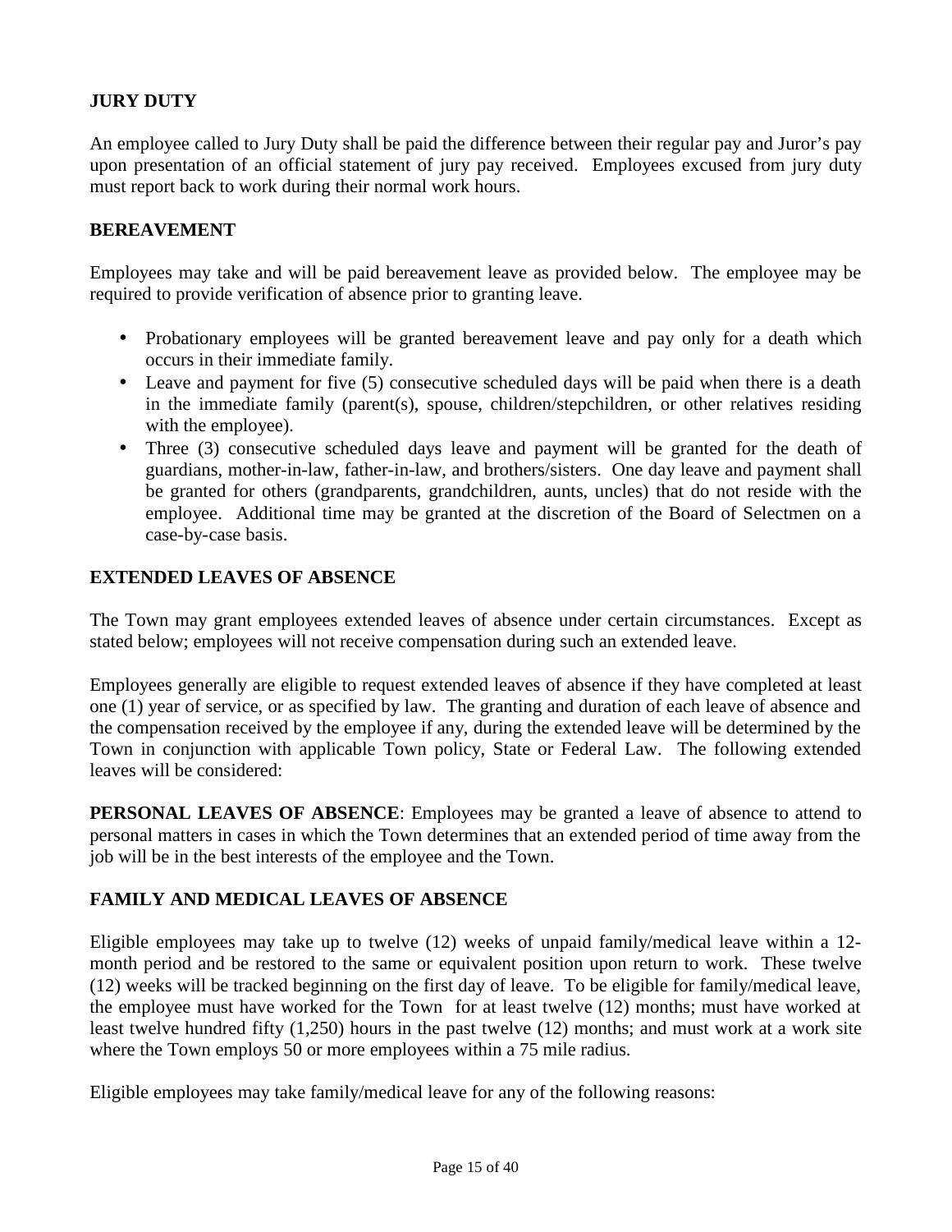## JURY DUTY

An employee called to Jury Duty shall be paid the difference between their regular pay and Juror's pay upon presentation of an official statement of jury pay received. Employees excused from jury duty must report back to work during their normal work hours.

## BEREAVEMENT

Employees may take and will be paid bereavement leave as provided below. The employee may be required to provide verification of absence prior to granting leave.

- Probationary employees will be granted bereavement leave and pay only for a death which occurs in their immediate family.
- Leave and payment for five (5) consecutive scheduled days will be paid when there is a death in the immediate family (parent(s), spouse, children/stepchildren, or other relatives residing with the employee).
- Three (3) consecutive scheduled days leave and payment will be granted for the death of guardians, mother-in-law, father-in-law, and brothers/sisters. One day leave and payment shall be granted for others (grandparents, grandchildren, aunts, uncles) that do not reside with the employee. Additional time may be granted at the discretion of the Board of Selectmen on a case-by-case basis.

## EXTENDED LEAVES OF ABSENCE

The Town may grant employees extended leaves of absence under certain circumstances. Except as stated below; employees will not receive compensation during such an extended leave.

Employees generally are eligible to request extended leaves of absence if they have completed at least one (1) year of service, or as specified by law. The granting and duration of each leave of absence and the compensation received by the employee if any, during the extended leave will be determined by the Town in conjunction with applicable Town policy, State or Federal Law. The following extended leaves will be considered:

**PERSONAL LEAVES OF ABSENCE**: Employees may be granted a leave of absence to attend to personal matters in cases in which the Town determines that an extended period of time away from the job will be in the best interests of the employee and the Town.

## FAMILY AND MEDICAL LEAVES OF ABSENCE

Eligible employees may take up to twelve (12) weeks of unpaid family/medical leave within a 12-month period and be restored to the same or equivalent position upon return to work. These twelve (12) weeks will be tracked beginning on the first day of leave. To be eligible for family/medical leave, the employee must have worked for the Town for at least twelve (12) months; must have worked at least twelve hundred fifty (1,250) hours in the past twelve (12) months; and must work at a work site where the Town employs 50 or more employees within a 75 mile radius.

Eligible employees may take family/medical leave for any of the following reasons: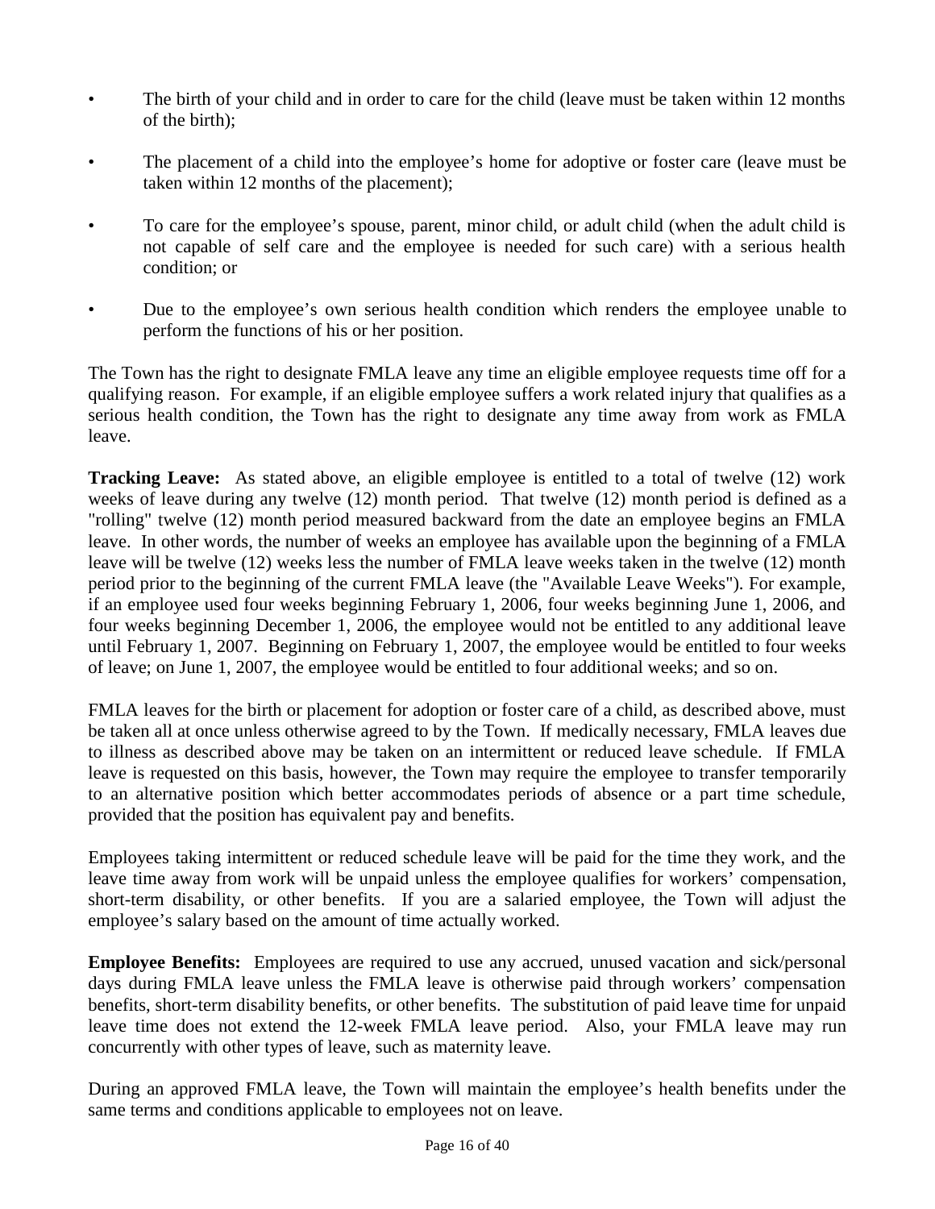- The birth of your child and in order to care for the child (leave must be taken within 12 months of the birth);
- The placement of a child into the employee's home for adoptive or foster care (leave must be taken within 12 months of the placement);
- To care for the employee's spouse, parent, minor child, or adult child (when the adult child is not capable of self care and the employee is needed for such care) with a serious health condition; or
- Due to the employee's own serious health condition which renders the employee unable to perform the functions of his or her position.

The Town has the right to designate FMLA leave any time an eligible employee requests time off for a qualifying reason. For example, if an eligible employee suffers a work related injury that qualifies as a serious health condition, the Town has the right to designate any time away from work as FMLA leave.

**Tracking Leave:** As stated above, an eligible employee is entitled to a total of twelve (12) work weeks of leave during any twelve (12) month period. That twelve (12) month period is defined as a "rolling" twelve (12) month period measured backward from the date an employee begins an FMLA leave. In other words, the number of weeks an employee has available upon the beginning of a FMLA leave will be twelve (12) weeks less the number of FMLA leave weeks taken in the twelve (12) month period prior to the beginning of the current FMLA leave (the "Available Leave Weeks"). For example, if an employee used four weeks beginning February 1, 2006, four weeks beginning June 1, 2006, and four weeks beginning December 1, 2006, the employee would not be entitled to any additional leave until February 1, 2007. Beginning on February 1, 2007, the employee would be entitled to four weeks of leave; on June 1, 2007, the employee would be entitled to four additional weeks; and so on.

FMLA leaves for the birth or placement for adoption or foster care of a child, as described above, must be taken all at once unless otherwise agreed to by the Town. If medically necessary, FMLA leaves due to illness as described above may be taken on an intermittent or reduced leave schedule. If FMLA leave is requested on this basis, however, the Town may require the employee to transfer temporarily to an alternative position which better accommodates periods of absence or a part time schedule, provided that the position has equivalent pay and benefits.

Employees taking intermittent or reduced schedule leave will be paid for the time they work, and the leave time away from work will be unpaid unless the employee qualifies for workers' compensation, short-term disability, or other benefits. If you are a salaried employee, the Town will adjust the employee's salary based on the amount of time actually worked.

**Employee Benefits:** Employees are required to use any accrued, unused vacation and sick/personal days during FMLA leave unless the FMLA leave is otherwise paid through workers' compensation benefits, short-term disability benefits, or other benefits. The substitution of paid leave time for unpaid leave time does not extend the 12-week FMLA leave period. Also, your FMLA leave may run concurrently with other types of leave, such as maternity leave.

During an approved FMLA leave, the Town will maintain the employee's health benefits under the same terms and conditions applicable to employees not on leave.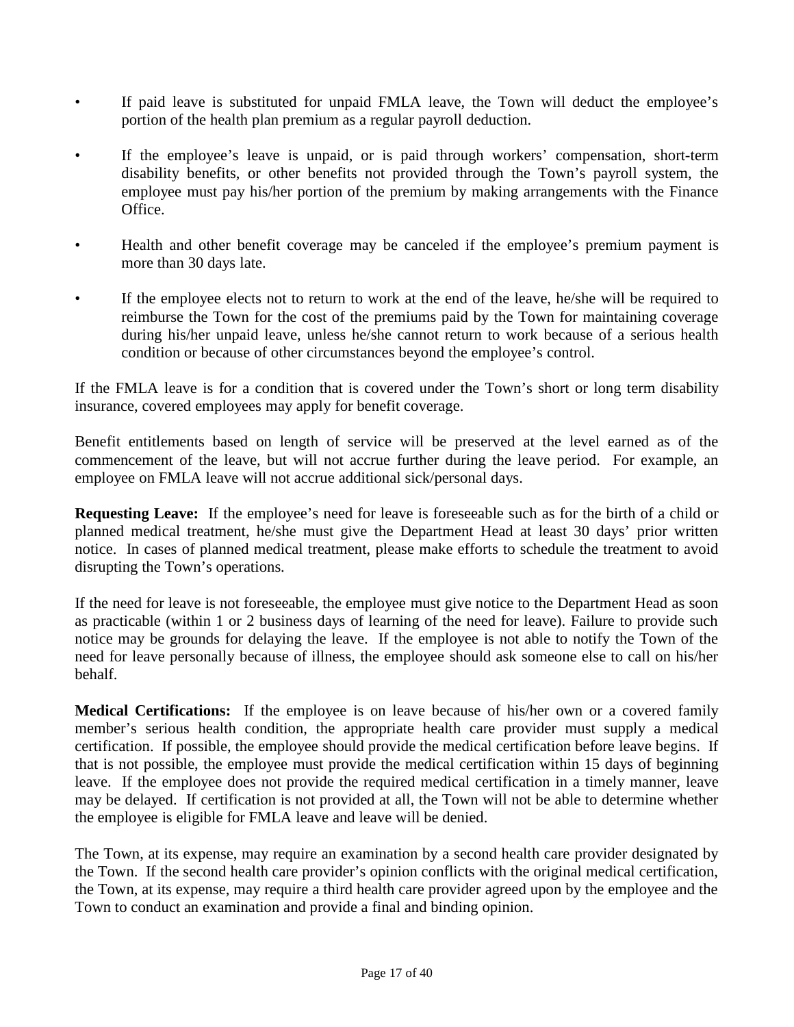- If paid leave is substituted for unpaid FMLA leave, the Town will deduct the employee's portion of the health plan premium as a regular payroll deduction.

- If the employee's leave is unpaid, or is paid through workers' compensation, short-term disability benefits, or other benefits not provided through the Town's payroll system, the employee must pay his/her portion of the premium by making arrangements with the Finance Office.

- Health and other benefit coverage may be canceled if the employee's premium payment is more than 30 days late.

- If the employee elects not to return to work at the end of the leave, he/she will be required to reimburse the Town for the cost of the premiums paid by the Town for maintaining coverage during his/her unpaid leave, unless he/she cannot return to work because of a serious health condition or because of other circumstances beyond the employee's control.

If the FMLA leave is for a condition that is covered under the Town's short or long term disability insurance, covered employees may apply for benefit coverage.

Benefit entitlements based on length of service will be preserved at the level earned as of the commencement of the leave, but will not accrue further during the leave period. For example, an employee on FMLA leave will not accrue additional sick/personal days.

**Requesting Leave:** If the employee's need for leave is foreseeable such as for the birth of a child or planned medical treatment, he/she must give the Department Head at least 30 days' prior written notice. In cases of planned medical treatment, please make efforts to schedule the treatment to avoid disrupting the Town's operations.

If the need for leave is not foreseeable, the employee must give notice to the Department Head as soon as practicable (within 1 or 2 business days of learning of the need for leave). Failure to provide such notice may be grounds for delaying the leave. If the employee is not able to notify the Town of the need for leave personally because of illness, the employee should ask someone else to call on his/her behalf.

**Medical Certifications:** If the employee is on leave because of his/her own or a covered family member's serious health condition, the appropriate health care provider must supply a medical certification. If possible, the employee should provide the medical certification before leave begins. If that is not possible, the employee must provide the medical certification within 15 days of beginning leave. If the employee does not provide the required medical certification in a timely manner, leave may be delayed. If certification is not provided at all, the Town will not be able to determine whether the employee is eligible for FMLA leave and leave will be denied.

The Town, at its expense, may require an examination by a second health care provider designated by the Town. If the second health care provider's opinion conflicts with the original medical certification, the Town, at its expense, may require a third health care provider agreed upon by the employee and the Town to conduct an examination and provide a final and binding opinion.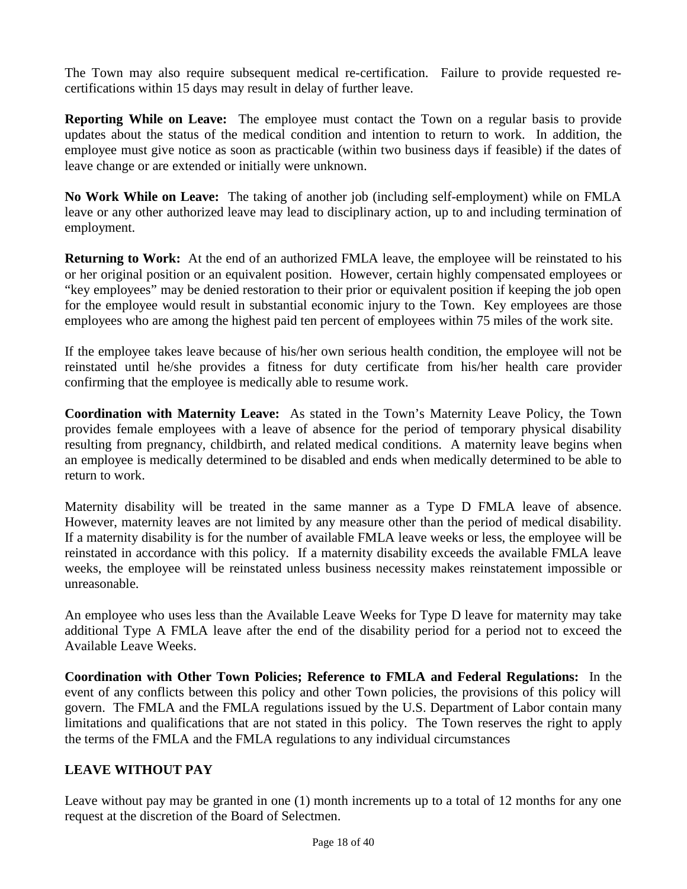The Town may also require subsequent medical re-certification. Failure to provide requested re-certifications within 15 days may result in delay of further leave.

**Reporting While on Leave:** The employee must contact the Town on a regular basis to provide updates about the status of the medical condition and intention to return to work. In addition, the employee must give notice as soon as practicable (within two business days if feasible) if the dates of leave change or are extended or initially were unknown.

**No Work While on Leave:** The taking of another job (including self-employment) while on FMLA leave or any other authorized leave may lead to disciplinary action, up to and including termination of employment.

**Returning to Work:** At the end of an authorized FMLA leave, the employee will be reinstated to his or her original position or an equivalent position. However, certain highly compensated employees or "key employees" may be denied restoration to their prior or equivalent position if keeping the job open for the employee would result in substantial economic injury to the Town. Key employees are those employees who are among the highest paid ten percent of employees within 75 miles of the work site.

If the employee takes leave because of his/her own serious health condition, the employee will not be reinstated until he/she provides a fitness for duty certificate from his/her health care provider confirming that the employee is medically able to resume work.

**Coordination with Maternity Leave:** As stated in the Town's Maternity Leave Policy, the Town provides female employees with a leave of absence for the period of temporary physical disability resulting from pregnancy, childbirth, and related medical conditions. A maternity leave begins when an employee is medically determined to be disabled and ends when medically determined to be able to return to work.

Maternity disability will be treated in the same manner as a Type D FMLA leave of absence. However, maternity leaves are not limited by any measure other than the period of medical disability. If a maternity disability is for the number of available FMLA leave weeks or less, the employee will be reinstated in accordance with this policy. If a maternity disability exceeds the available FMLA leave weeks, the employee will be reinstated unless business necessity makes reinstatement impossible or unreasonable.

An employee who uses less than the Available Leave Weeks for Type D leave for maternity may take additional Type A FMLA leave after the end of the disability period for a period not to exceed the Available Leave Weeks.

**Coordination with Other Town Policies; Reference to FMLA and Federal Regulations:** In the event of any conflicts between this policy and other Town policies, the provisions of this policy will govern. The FMLA and the FMLA regulations issued by the U.S. Department of Labor contain many limitations and qualifications that are not stated in this policy. The Town reserves the right to apply the terms of the FMLA and the FMLA regulations to any individual circumstances

## LEAVE WITHOUT PAY

Leave without pay may be granted in one (1) month increments up to a total of 12 months for any one request at the discretion of the Board of Selectmen.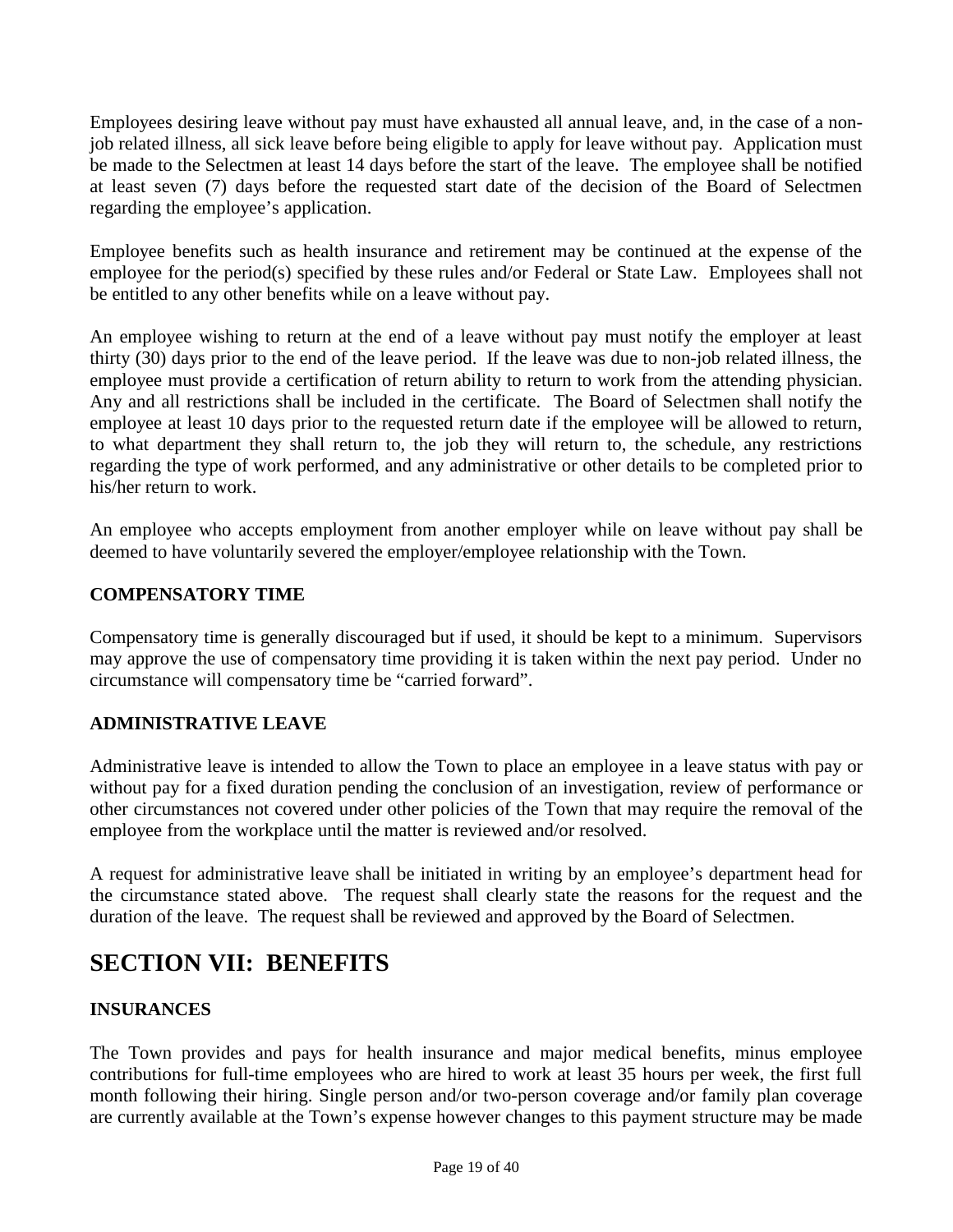Employees desiring leave without pay must have exhausted all annual leave, and, in the case of a non-job related illness, all sick leave before being eligible to apply for leave without pay. Application must be made to the Selectmen at least 14 days before the start of the leave. The employee shall be notified at least seven (7) days before the requested start date of the decision of the Board of Selectmen regarding the employee's application.

Employee benefits such as health insurance and retirement may be continued at the expense of the employee for the period(s) specified by these rules and/or Federal or State Law. Employees shall not be entitled to any other benefits while on a leave without pay.

An employee wishing to return at the end of a leave without pay must notify the employer at least thirty (30) days prior to the end of the leave period. If the leave was due to non-job related illness, the employee must provide a certification of return ability to return to work from the attending physician. Any and all restrictions shall be included in the certificate. The Board of Selectmen shall notify the employee at least 10 days prior to the requested return date if the employee will be allowed to return, to what department they shall return to, the job they will return to, the schedule, any restrictions regarding the type of work performed, and any administrative or other details to be completed prior to his/her return to work.

An employee who accepts employment from another employer while on leave without pay shall be deemed to have voluntarily severed the employer/employee relationship with the Town.

### COMPENSATORY TIME

Compensatory time is generally discouraged but if used, it should be kept to a minimum. Supervisors may approve the use of compensatory time providing it is taken within the next pay period. Under no circumstance will compensatory time be "carried forward".

### ADMINISTRATIVE LEAVE

Administrative leave is intended to allow the Town to place an employee in a leave status with pay or without pay for a fixed duration pending the conclusion of an investigation, review of performance or other circumstances not covered under other policies of the Town that may require the removal of the employee from the workplace until the matter is reviewed and/or resolved.

A request for administrative leave shall be initiated in writing by an employee's department head for the circumstance stated above. The request shall clearly state the reasons for the request and the duration of the leave. The request shall be reviewed and approved by the Board of Selectmen.

## SECTION VII: BENEFITS

### INSURANCES

The Town provides and pays for health insurance and major medical benefits, minus employee contributions for full-time employees who are hired to work at least 35 hours per week, the first full month following their hiring. Single person and/or two-person coverage and/or family plan coverage are currently available at the Town's expense however changes to this payment structure may be made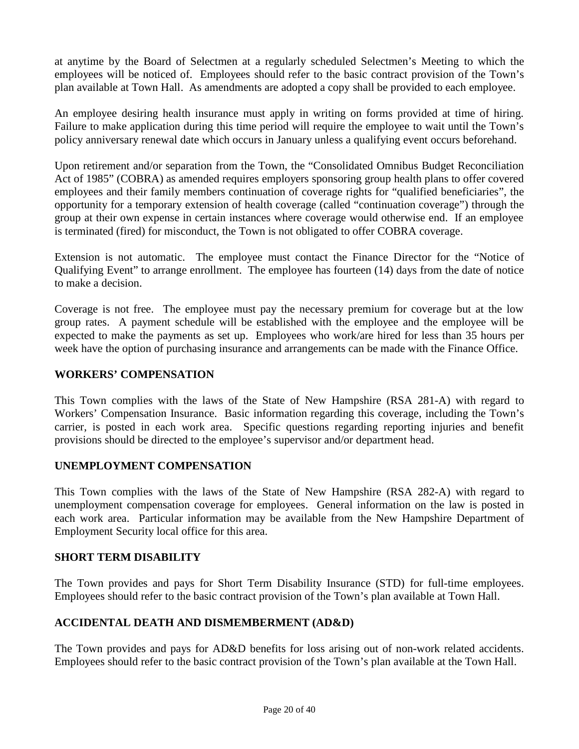at anytime by the Board of Selectmen at a regularly scheduled Selectmen's Meeting to which the employees will be noticed of. Employees should refer to the basic contract provision of the Town's plan available at Town Hall. As amendments are adopted a copy shall be provided to each employee.

An employee desiring health insurance must apply in writing on forms provided at time of hiring. Failure to make application during this time period will require the employee to wait until the Town's policy anniversary renewal date which occurs in January unless a qualifying event occurs beforehand.

Upon retirement and/or separation from the Town, the "Consolidated Omnibus Budget Reconciliation Act of 1985" (COBRA) as amended requires employers sponsoring group health plans to offer covered employees and their family members continuation of coverage rights for "qualified beneficiaries", the opportunity for a temporary extension of health coverage (called "continuation coverage") through the group at their own expense in certain instances where coverage would otherwise end. If an employee is terminated (fired) for misconduct, the Town is not obligated to offer COBRA coverage.

Extension is not automatic. The employee must contact the Finance Director for the "Notice of Qualifying Event" to arrange enrollment. The employee has fourteen (14) days from the date of notice to make a decision.

Coverage is not free. The employee must pay the necessary premium for coverage but at the low group rates. A payment schedule will be established with the employee and the employee will be expected to make the payments as set up. Employees who work/are hired for less than 35 hours per week have the option of purchasing insurance and arrangements can be made with the Finance Office.

## WORKERS' COMPENSATION

This Town complies with the laws of the State of New Hampshire (RSA 281-A) with regard to Workers' Compensation Insurance. Basic information regarding this coverage, including the Town's carrier, is posted in each work area. Specific questions regarding reporting injuries and benefit provisions should be directed to the employee's supervisor and/or department head.

## UNEMPLOYMENT COMPENSATION

This Town complies with the laws of the State of New Hampshire (RSA 282-A) with regard to unemployment compensation coverage for employees. General information on the law is posted in each work area. Particular information may be available from the New Hampshire Department of Employment Security local office for this area.

## SHORT TERM DISABILITY

The Town provides and pays for Short Term Disability Insurance (STD) for full-time employees. Employees should refer to the basic contract provision of the Town's plan available at Town Hall.

## ACCIDENTAL DEATH AND DISMEMBERMENT (AD&D)

The Town provides and pays for AD&D benefits for loss arising out of non-work related accidents. Employees should refer to the basic contract provision of the Town's plan available at the Town Hall.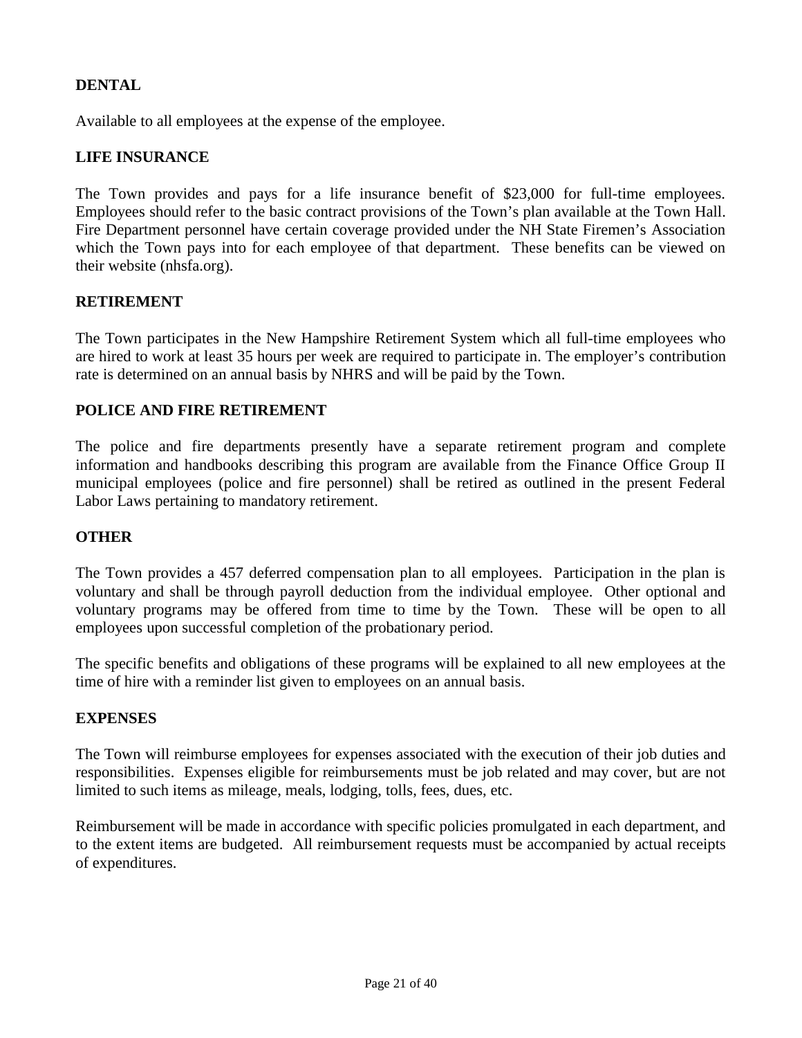**DENTAL**

Available to all employees at the expense of the employee.

**LIFE INSURANCE**

The Town provides and pays for a life insurance benefit of $23,000 for full-time employees. Employees should refer to the basic contract provisions of the Town's plan available at the Town Hall. Fire Department personnel have certain coverage provided under the NH State Firemen's Association which the Town pays into for each employee of that department. These benefits can be viewed on their website (nhsfa.org).

**RETIREMENT**

The Town participates in the New Hampshire Retirement System which all full-time employees who are hired to work at least 35 hours per week are required to participate in. The employer's contribution rate is determined on an annual basis by NHRS and will be paid by the Town.

**POLICE AND FIRE RETIREMENT**

The police and fire departments presently have a separate retirement program and complete information and handbooks describing this program are available from the Finance Office Group II municipal employees (police and fire personnel) shall be retired as outlined in the present Federal Labor Laws pertaining to mandatory retirement.

**OTHER**

The Town provides a 457 deferred compensation plan to all employees. Participation in the plan is voluntary and shall be through payroll deduction from the individual employee. Other optional and voluntary programs may be offered from time to time by the Town. These will be open to all employees upon successful completion of the probationary period.

The specific benefits and obligations of these programs will be explained to all new employees at the time of hire with a reminder list given to employees on an annual basis.

**EXPENSES**

The Town will reimburse employees for expenses associated with the execution of their job duties and responsibilities. Expenses eligible for reimbursements must be job related and may cover, but are not limited to such items as mileage, meals, lodging, tolls, fees, dues, etc.

Reimbursement will be made in accordance with specific policies promulgated in each department, and to the extent items are budgeted. All reimbursement requests must be accompanied by actual receipts of expenditures.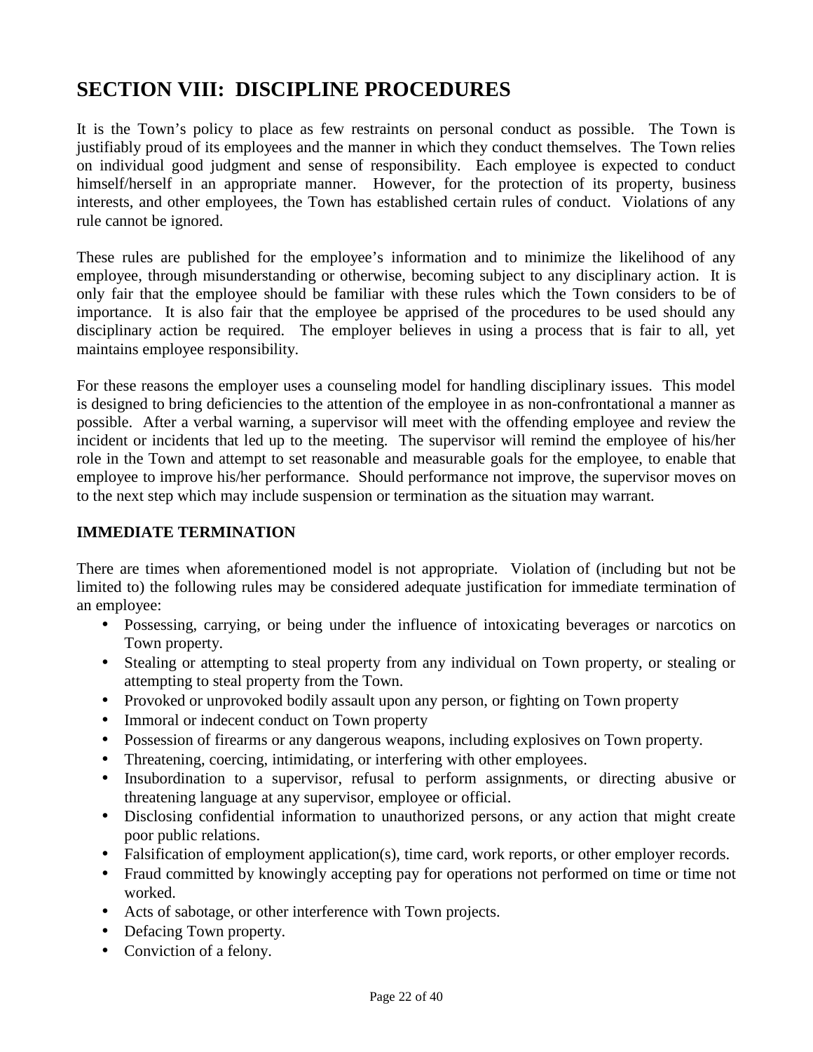# SECTION VIII: DISCIPLINE PROCEDURES

It is the Town's policy to place as few restraints on personal conduct as possible. The Town is justifiably proud of its employees and the manner in which they conduct themselves. The Town relies on individual good judgment and sense of responsibility. Each employee is expected to conduct himself/herself in an appropriate manner. However, for the protection of its property, business interests, and other employees, the Town has established certain rules of conduct. Violations of any rule cannot be ignored.

These rules are published for the employee's information and to minimize the likelihood of any employee, through misunderstanding or otherwise, becoming subject to any disciplinary action. It is only fair that the employee should be familiar with these rules which the Town considers to be of importance. It is also fair that the employee be apprised of the procedures to be used should any disciplinary action be required. The employer believes in using a process that is fair to all, yet maintains employee responsibility.

For these reasons the employer uses a counseling model for handling disciplinary issues. This model is designed to bring deficiencies to the attention of the employee in as non-confrontational a manner as possible. After a verbal warning, a supervisor will meet with the offending employee and review the incident or incidents that led up to the meeting. The supervisor will remind the employee of his/her role in the Town and attempt to set reasonable and measurable goals for the employee, to enable that employee to improve his/her performance. Should performance not improve, the supervisor moves on to the next step which may include suspension or termination as the situation may warrant.

**IMMEDIATE TERMINATION**

There are times when aforementioned model is not appropriate. Violation of (including but not be limited to) the following rules may be considered adequate justification for immediate termination of an employee:

- Possessing, carrying, or being under the influence of intoxicating beverages or narcotics on Town property.
- Stealing or attempting to steal property from any individual on Town property, or stealing or attempting to steal property from the Town.
- Provoked or unprovoked bodily assault upon any person, or fighting on Town property
- Immoral or indecent conduct on Town property
- Possession of firearms or any dangerous weapons, including explosives on Town property.
- Threatening, coercing, intimidating, or interfering with other employees.
- Insubordination to a supervisor, refusal to perform assignments, or directing abusive or threatening language at any supervisor, employee or official.
- Disclosing confidential information to unauthorized persons, or any action that might create poor public relations.
- Falsification of employment application(s), time card, work reports, or other employer records.
- Fraud committed by knowingly accepting pay for operations not performed on time or time not worked.
- Acts of sabotage, or other interference with Town projects.
- Defacing Town property.
- Conviction of a felony.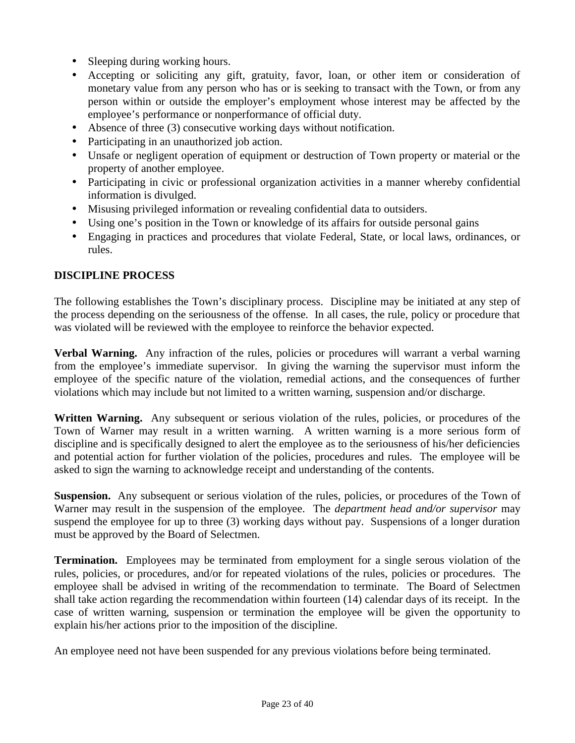- Sleeping during working hours.
- Accepting or soliciting any gift, gratuity, favor, loan, or other item or consideration of monetary value from any person who has or is seeking to transact with the Town, or from any person within or outside the employer's employment whose interest may be affected by the employee's performance or nonperformance of official duty.
- Absence of three (3) consecutive working days without notification.
- Participating in an unauthorized job action.
- Unsafe or negligent operation of equipment or destruction of Town property or material or the property of another employee.
- Participating in civic or professional organization activities in a manner whereby confidential information is divulged.
- Misusing privileged information or revealing confidential data to outsiders.
- Using one's position in the Town or knowledge of its affairs for outside personal gains
- Engaging in practices and procedures that violate Federal, State, or local laws, ordinances, or rules.

## DISCIPLINE PROCESS

The following establishes the Town's disciplinary process. Discipline may be initiated at any step of the process depending on the seriousness of the offense. In all cases, the rule, policy or procedure that was violated will be reviewed with the employee to reinforce the behavior expected.

**Verbal Warning.** Any infraction of the rules, policies or procedures will warrant a verbal warning from the employee's immediate supervisor. In giving the warning the supervisor must inform the employee of the specific nature of the violation, remedial actions, and the consequences of further violations which may include but not limited to a written warning, suspension and/or discharge.

**Written Warning.** Any subsequent or serious violation of the rules, policies, or procedures of the Town of Warner may result in a written warning. A written warning is a more serious form of discipline and is specifically designed to alert the employee as to the seriousness of his/her deficiencies and potential action for further violation of the policies, procedures and rules. The employee will be asked to sign the warning to acknowledge receipt and understanding of the contents.

**Suspension.** Any subsequent or serious violation of the rules, policies, or procedures of the Town of Warner may result in the suspension of the employee. The *department head and/or supervisor* may suspend the employee for up to three (3) working days without pay. Suspensions of a longer duration must be approved by the Board of Selectmen.

**Termination.** Employees may be terminated from employment for a single serous violation of the rules, policies, or procedures, and/or for repeated violations of the rules, policies or procedures. The employee shall be advised in writing of the recommendation to terminate. The Board of Selectmen shall take action regarding the recommendation within fourteen (14) calendar days of its receipt. In the case of written warning, suspension or termination the employee will be given the opportunity to explain his/her actions prior to the imposition of the discipline.

An employee need not have been suspended for any previous violations before being terminated.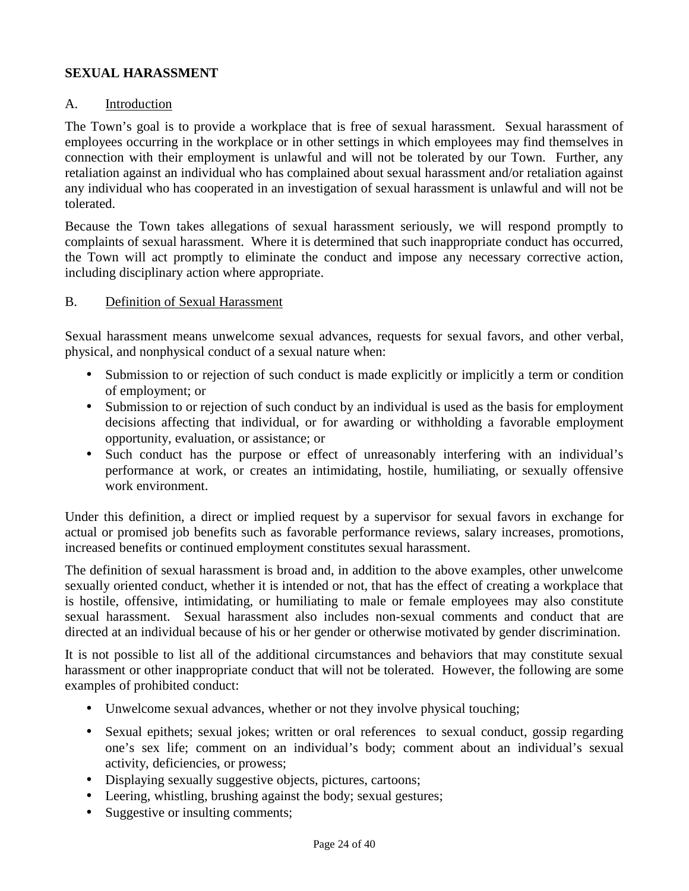## SEXUAL HARASSMENT

### A. Introduction

The Town's goal is to provide a workplace that is free of sexual harassment. Sexual harassment of employees occurring in the workplace or in other settings in which employees may find themselves in connection with their employment is unlawful and will not be tolerated by our Town. Further, any retaliation against an individual who has complained about sexual harassment and/or retaliation against any individual who has cooperated in an investigation of sexual harassment is unlawful and will not be tolerated.

Because the Town takes allegations of sexual harassment seriously, we will respond promptly to complaints of sexual harassment. Where it is determined that such inappropriate conduct has occurred, the Town will act promptly to eliminate the conduct and impose any necessary corrective action, including disciplinary action where appropriate.

### B. Definition of Sexual Harassment

Sexual harassment means unwelcome sexual advances, requests for sexual favors, and other verbal, physical, and nonphysical conduct of a sexual nature when:

- Submission to or rejection of such conduct is made explicitly or implicitly a term or condition of employment; or
- Submission to or rejection of such conduct by an individual is used as the basis for employment decisions affecting that individual, or for awarding or withholding a favorable employment opportunity, evaluation, or assistance; or
- Such conduct has the purpose or effect of unreasonably interfering with an individual's performance at work, or creates an intimidating, hostile, humiliating, or sexually offensive work environment.

Under this definition, a direct or implied request by a supervisor for sexual favors in exchange for actual or promised job benefits such as favorable performance reviews, salary increases, promotions, increased benefits or continued employment constitutes sexual harassment.

The definition of sexual harassment is broad and, in addition to the above examples, other unwelcome sexually oriented conduct, whether it is intended or not, that has the effect of creating a workplace that is hostile, offensive, intimidating, or humiliating to male or female employees may also constitute sexual harassment. Sexual harassment also includes non-sexual comments and conduct that are directed at an individual because of his or her gender or otherwise motivated by gender discrimination.

It is not possible to list all of the additional circumstances and behaviors that may constitute sexual harassment or other inappropriate conduct that will not be tolerated. However, the following are some examples of prohibited conduct:

- Unwelcome sexual advances, whether or not they involve physical touching;
- Sexual epithets; sexual jokes; written or oral references to sexual conduct, gossip regarding one's sex life; comment on an individual's body; comment about an individual's sexual activity, deficiencies, or prowess;
- Displaying sexually suggestive objects, pictures, cartoons;
- Leering, whistling, brushing against the body; sexual gestures;
- Suggestive or insulting comments;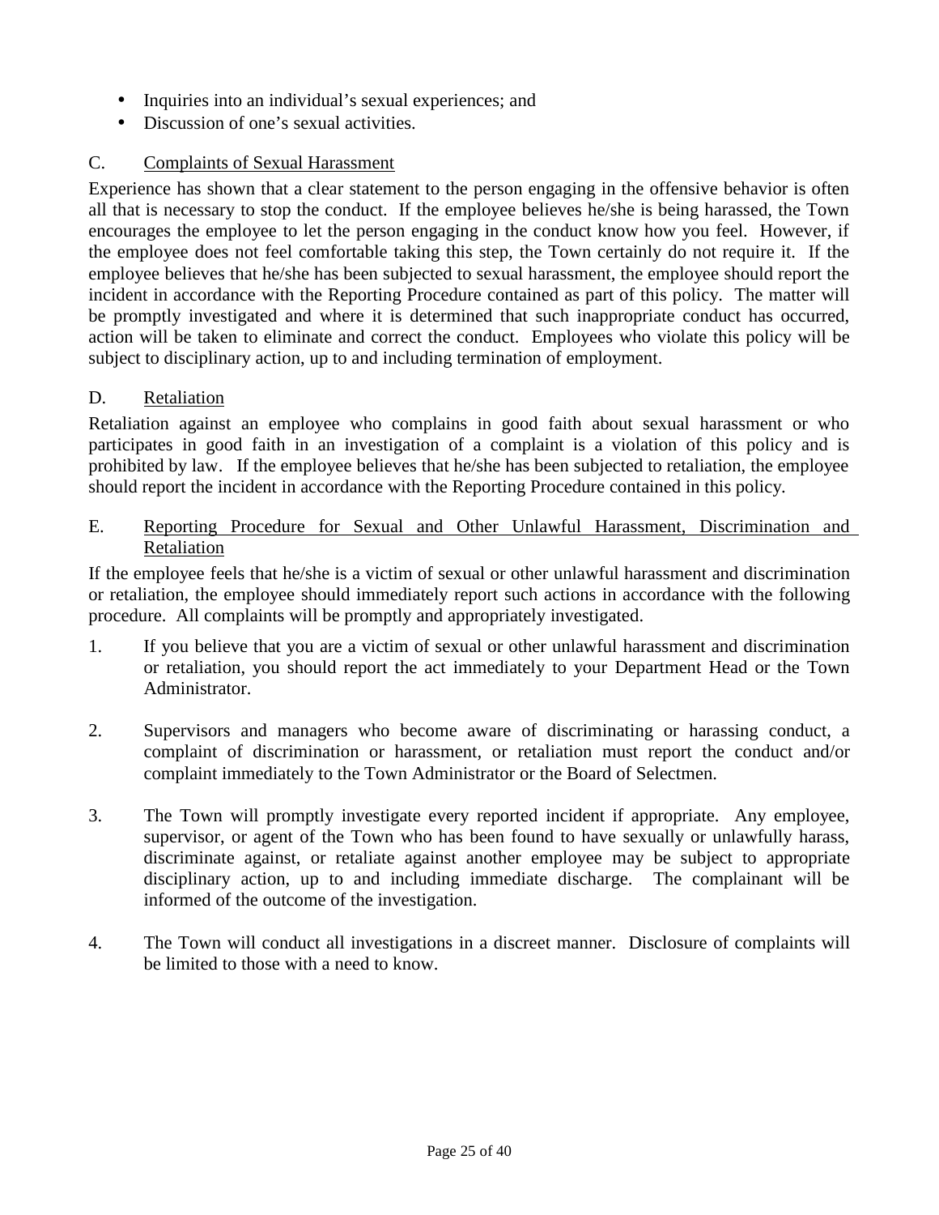- Inquiries into an individual's sexual experiences; and
- Discussion of one's sexual activities.

C. <u>Complaints of Sexual Harassment</u>

Experience has shown that a clear statement to the person engaging in the offensive behavior is often all that is necessary to stop the conduct. If the employee believes he/she is being harassed, the Town encourages the employee to let the person engaging in the conduct know how you feel. However, if the employee does not feel comfortable taking this step, the Town certainly do not require it. If the employee believes that he/she has been subjected to sexual harassment, the employee should report the incident in accordance with the Reporting Procedure contained as part of this policy. The matter will be promptly investigated and where it is determined that such inappropriate conduct has occurred, action will be taken to eliminate and correct the conduct. Employees who violate this policy will be subject to disciplinary action, up to and including termination of employment.

D. <u>Retaliation</u>

Retaliation against an employee who complains in good faith about sexual harassment or who participates in good faith in an investigation of a complaint is a violation of this policy and is prohibited by law. If the employee believes that he/she has been subjected to retaliation, the employee should report the incident in accordance with the Reporting Procedure contained in this policy.

E. <u>Reporting Procedure for Sexual and Other Unlawful Harassment, Discrimination and Retaliation</u>

If the employee feels that he/she is a victim of sexual or other unlawful harassment and discrimination or retaliation, the employee should immediately report such actions in accordance with the following procedure. All complaints will be promptly and appropriately investigated.

1. If you believe that you are a victim of sexual or other unlawful harassment and discrimination or retaliation, you should report the act immediately to your Department Head or the Town Administrator.

2. Supervisors and managers who become aware of discriminating or harassing conduct, a complaint of discrimination or harassment, or retaliation must report the conduct and/or complaint immediately to the Town Administrator or the Board of Selectmen.

3. The Town will promptly investigate every reported incident if appropriate. Any employee, supervisor, or agent of the Town who has been found to have sexually or unlawfully harass, discriminate against, or retaliate against another employee may be subject to appropriate disciplinary action, up to and including immediate discharge. The complainant will be informed of the outcome of the investigation.

4. The Town will conduct all investigations in a discreet manner. Disclosure of complaints will be limited to those with a need to know.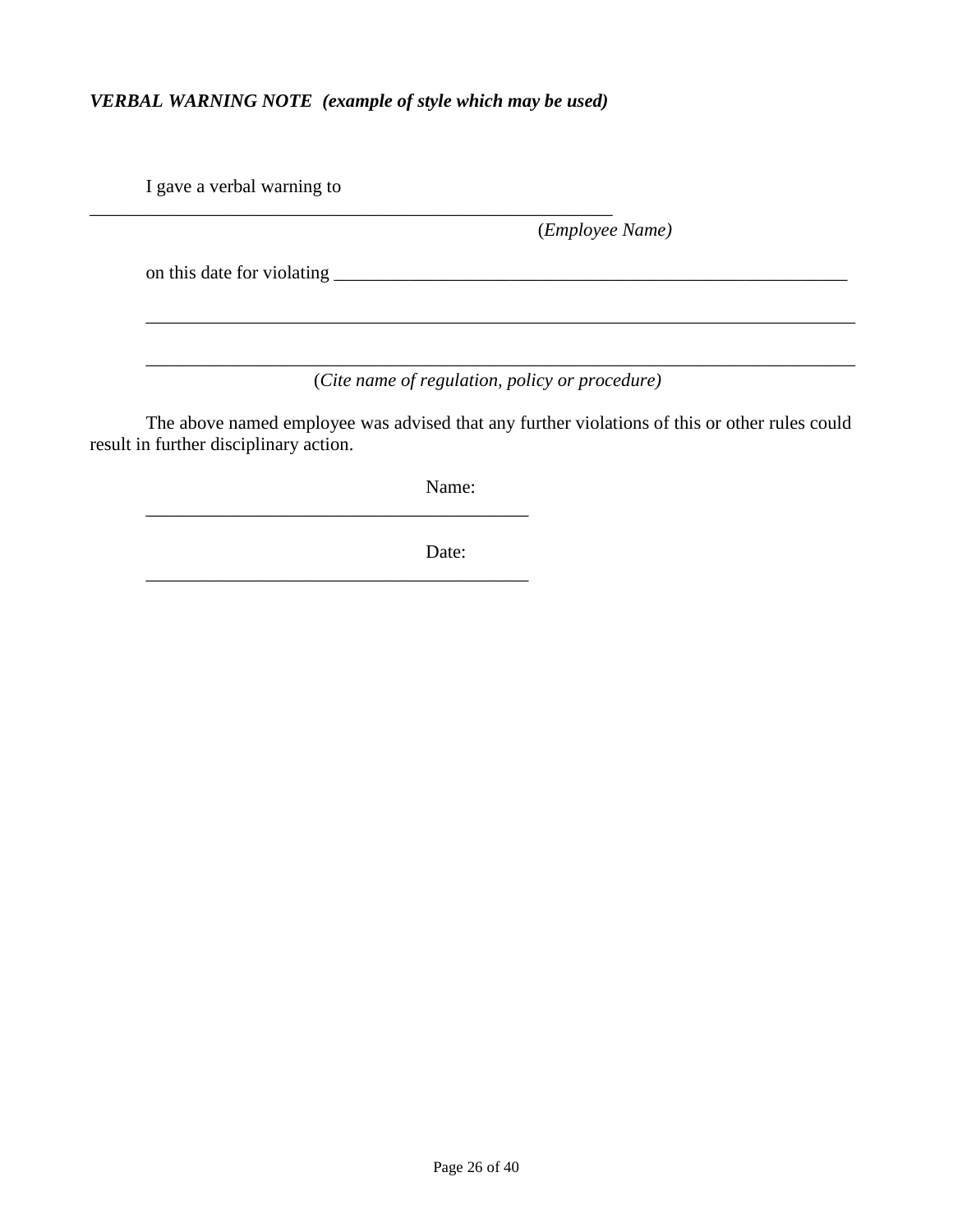***VERBAL WARNING NOTE (example of style which may be used)***

I gave a verbal warning to ___________________________________________________________

(*Employee Name)*

on this date for violating ___________________________________________________________

________________________________________________________________________________

________________________________________________________________________________

(*Cite name of regulation, policy or procedure)*

The above named employee was advised that any further violations of this or other rules could result in further disciplinary action.

Name: ___________________________________________

Date: ___________________________________________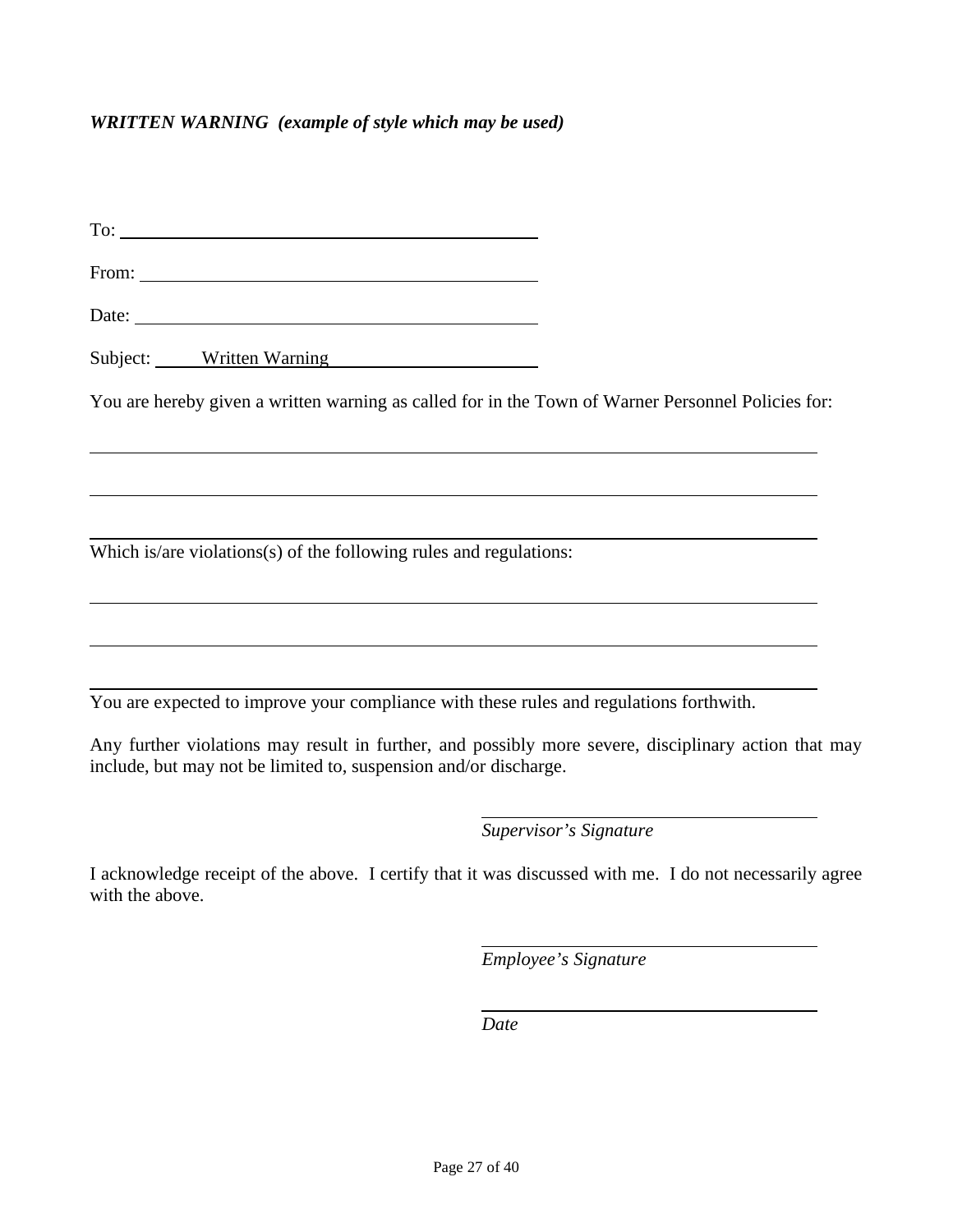***WRITTEN WARNING (example of style which may be used)***

To: \_\_\_\_\_\_\_\_\_\_\_\_\_\_\_\_\_\_\_\_\_\_\_\_\_\_\_\_\_\_\_\_\_\_\_\_\_\_\_\_

From: \_\_\_\_\_\_\_\_\_\_\_\_\_\_\_\_\_\_\_\_\_\_\_\_\_\_\_\_\_\_\_\_\_\_\_\_\_\_

Date: \_\_\_\_\_\_\_\_\_\_\_\_\_\_\_\_\_\_\_\_\_\_\_\_\_\_\_\_\_\_\_\_\_\_\_\_\_\_

Subject: Written Warning

You are hereby given a written warning as called for in the Town of Warner Personnel Policies for:

\_\_\_\_\_\_\_\_\_\_\_\_\_\_\_\_\_\_\_\_\_\_\_\_\_\_\_\_\_\_\_\_\_\_\_\_\_\_\_\_\_\_\_\_\_\_\_\_\_\_\_\_\_\_\_\_\_\_\_\_\_\_\_\_\_\_\_\_\_\_

\_\_\_\_\_\_\_\_\_\_\_\_\_\_\_\_\_\_\_\_\_\_\_\_\_\_\_\_\_\_\_\_\_\_\_\_\_\_\_\_\_\_\_\_\_\_\_\_\_\_\_\_\_\_\_\_\_\_\_\_\_\_\_\_\_\_\_\_\_\_

\_\_\_\_\_\_\_\_\_\_\_\_\_\_\_\_\_\_\_\_\_\_\_\_\_\_\_\_\_\_\_\_\_\_\_\_\_\_\_\_\_\_\_\_\_\_\_\_\_\_\_\_\_\_\_\_\_\_\_\_\_\_\_\_\_\_\_\_\_\_

Which is/are violations(s) of the following rules and regulations:

\_\_\_\_\_\_\_\_\_\_\_\_\_\_\_\_\_\_\_\_\_\_\_\_\_\_\_\_\_\_\_\_\_\_\_\_\_\_\_\_\_\_\_\_\_\_\_\_\_\_\_\_\_\_\_\_\_\_\_\_\_\_\_\_\_\_\_\_\_\_

\_\_\_\_\_\_\_\_\_\_\_\_\_\_\_\_\_\_\_\_\_\_\_\_\_\_\_\_\_\_\_\_\_\_\_\_\_\_\_\_\_\_\_\_\_\_\_\_\_\_\_\_\_\_\_\_\_\_\_\_\_\_\_\_\_\_\_\_\_\_

\_\_\_\_\_\_\_\_\_\_\_\_\_\_\_\_\_\_\_\_\_\_\_\_\_\_\_\_\_\_\_\_\_\_\_\_\_\_\_\_\_\_\_\_\_\_\_\_\_\_\_\_\_\_\_\_\_\_\_\_\_\_\_\_\_\_\_\_\_\_

You are expected to improve your compliance with these rules and regulations forthwith.

Any further violations may result in further, and possibly more severe, disciplinary action that may include, but may not be limited to, suspension and/or discharge.

\_\_\_\_\_\_\_\_\_\_\_\_\_\_\_\_\_\_\_\_\_\_\_\_\_\_\_\_\_\_\_\_\_\_

*Supervisor's Signature*

I acknowledge receipt of the above. I certify that it was discussed with me. I do not necessarily agree with the above.

\_\_\_\_\_\_\_\_\_\_\_\_\_\_\_\_\_\_\_\_\_\_\_\_\_\_\_\_\_\_\_\_\_\_

*Employee's Signature*

\_\_\_\_\_\_\_\_\_\_\_\_\_\_\_\_\_\_\_\_\_\_\_\_\_\_\_\_\_\_\_\_\_\_

*Date*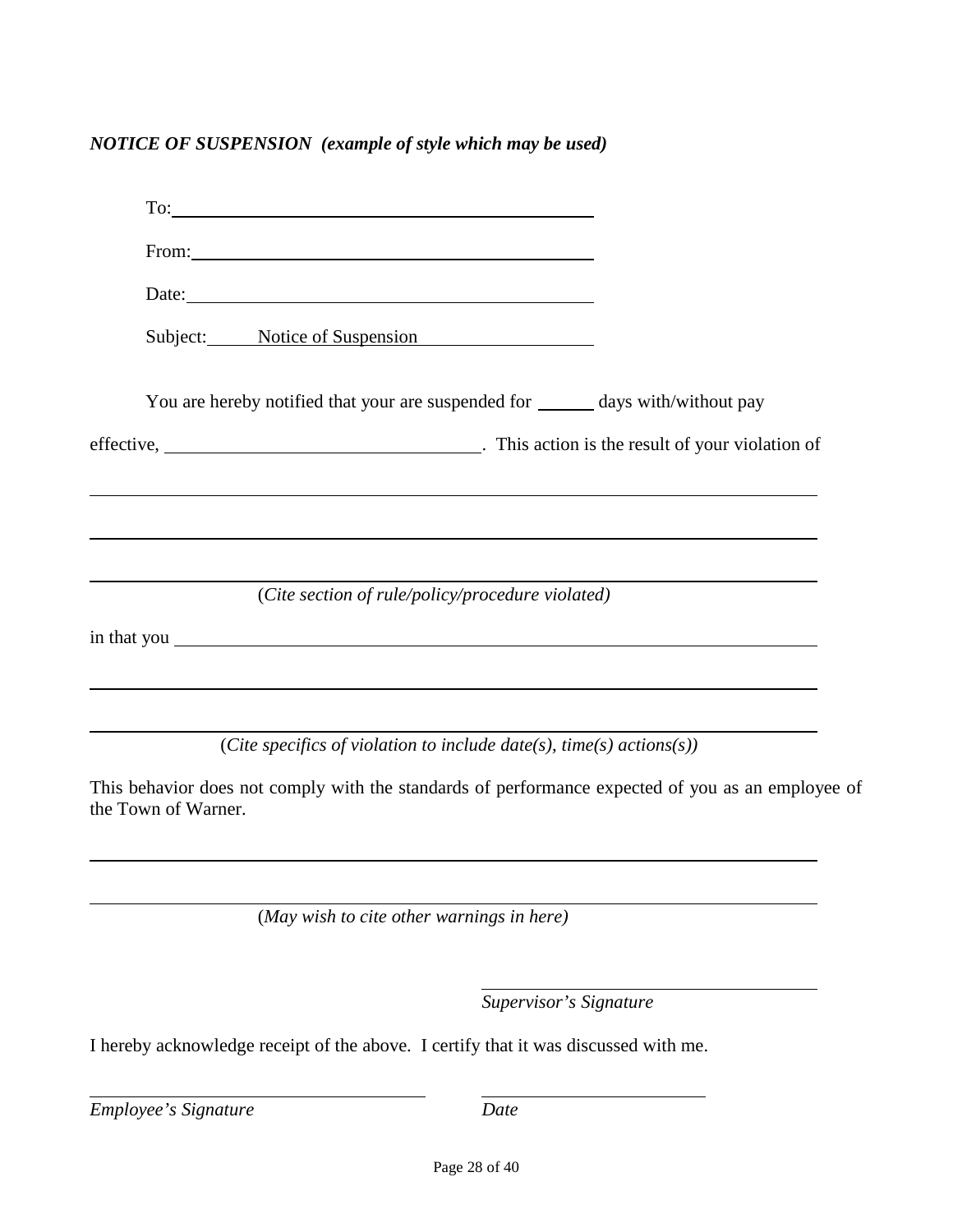***NOTICE OF SUSPENSION (example of style which may be used)***

To: ______________________________________________

From: ____________________________________________

Date: _____________________________________________

Subject: Notice of Suspension

You are hereby notified that your are suspended for ______ days with/without pay effective, ______________________________. This action is the result of your violation of

_____________________________________________________________________________

_____________________________________________________________________________

_____________________________________________________________________________

(*Cite section of rule/policy/procedure violated)*

in that you ______________________________________________________________________

_____________________________________________________________________________

_____________________________________________________________________________

(*Cite specifics of violation to include date(s), time(s) actions(s))*

This behavior does not comply with the standards of performance expected of you as an employee of the Town of Warner.

_____________________________________________________________________________

_____________________________________________________________________________

(*May wish to cite other warnings in here)*

______________________________

*Supervisor's Signature*

I hereby acknowledge receipt of the above. I certify that it was discussed with me.

______________________________ ______________________

*Employee's Signature* *Date*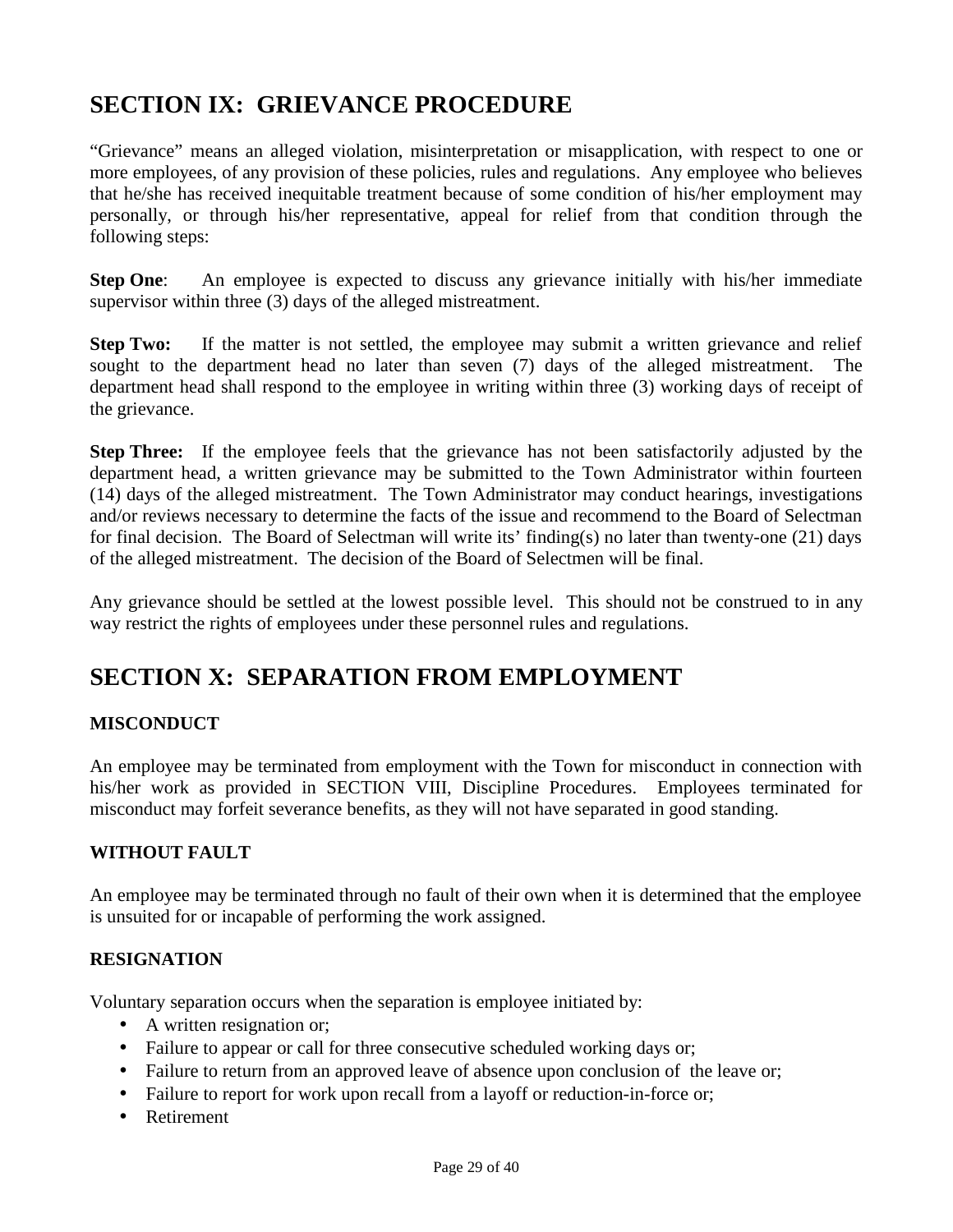# SECTION IX: GRIEVANCE PROCEDURE

"Grievance" means an alleged violation, misinterpretation or misapplication, with respect to one or more employees, of any provision of these policies, rules and regulations. Any employee who believes that he/she has received inequitable treatment because of some condition of his/her employment may personally, or through his/her representative, appeal for relief from that condition through the following steps:

**Step One**: An employee is expected to discuss any grievance initially with his/her immediate supervisor within three (3) days of the alleged mistreatment.

**Step Two:** If the matter is not settled, the employee may submit a written grievance and relief sought to the department head no later than seven (7) days of the alleged mistreatment. The department head shall respond to the employee in writing within three (3) working days of receipt of the grievance.

**Step Three:** If the employee feels that the grievance has not been satisfactorily adjusted by the department head, a written grievance may be submitted to the Town Administrator within fourteen (14) days of the alleged mistreatment. The Town Administrator may conduct hearings, investigations and/or reviews necessary to determine the facts of the issue and recommend to the Board of Selectman for final decision. The Board of Selectman will write its' finding(s) no later than twenty-one (21) days of the alleged mistreatment. The decision of the Board of Selectmen will be final.

Any grievance should be settled at the lowest possible level. This should not be construed to in any way restrict the rights of employees under these personnel rules and regulations.

# SECTION X: SEPARATION FROM EMPLOYMENT

### MISCONDUCT

An employee may be terminated from employment with the Town for misconduct in connection with his/her work as provided in SECTION VIII, Discipline Procedures. Employees terminated for misconduct may forfeit severance benefits, as they will not have separated in good standing.

### WITHOUT FAULT

An employee may be terminated through no fault of their own when it is determined that the employee is unsuited for or incapable of performing the work assigned.

### RESIGNATION

Voluntary separation occurs when the separation is employee initiated by:

- A written resignation or;
- Failure to appear or call for three consecutive scheduled working days or;
- Failure to return from an approved leave of absence upon conclusion of the leave or;
- Failure to report for work upon recall from a layoff or reduction-in-force or;
- Retirement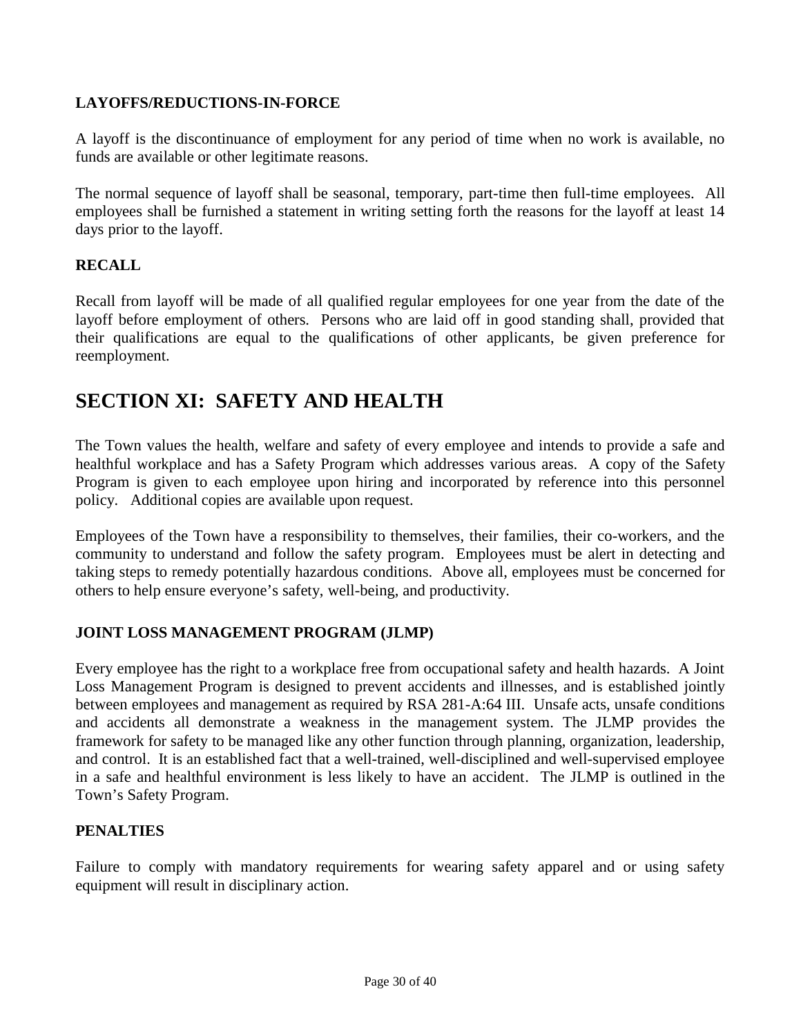### LAYOFFS/REDUCTIONS-IN-FORCE

A layoff is the discontinuance of employment for any period of time when no work is available, no funds are available or other legitimate reasons.

The normal sequence of layoff shall be seasonal, temporary, part-time then full-time employees. All employees shall be furnished a statement in writing setting forth the reasons for the layoff at least 14 days prior to the layoff.

### RECALL

Recall from layoff will be made of all qualified regular employees for one year from the date of the layoff before employment of others. Persons who are laid off in good standing shall, provided that their qualifications are equal to the qualifications of other applicants, be given preference for reemployment.

## SECTION XI: SAFETY AND HEALTH

The Town values the health, welfare and safety of every employee and intends to provide a safe and healthful workplace and has a Safety Program which addresses various areas. A copy of the Safety Program is given to each employee upon hiring and incorporated by reference into this personnel policy. Additional copies are available upon request.

Employees of the Town have a responsibility to themselves, their families, their co-workers, and the community to understand and follow the safety program. Employees must be alert in detecting and taking steps to remedy potentially hazardous conditions. Above all, employees must be concerned for others to help ensure everyone's safety, well-being, and productivity.

### JOINT LOSS MANAGEMENT PROGRAM (JLMP)

Every employee has the right to a workplace free from occupational safety and health hazards. A Joint Loss Management Program is designed to prevent accidents and illnesses, and is established jointly between employees and management as required by RSA 281-A:64 III. Unsafe acts, unsafe conditions and accidents all demonstrate a weakness in the management system. The JLMP provides the framework for safety to be managed like any other function through planning, organization, leadership, and control. It is an established fact that a well-trained, well-disciplined and well-supervised employee in a safe and healthful environment is less likely to have an accident. The JLMP is outlined in the Town's Safety Program.

### PENALTIES

Failure to comply with mandatory requirements for wearing safety apparel and or using safety equipment will result in disciplinary action.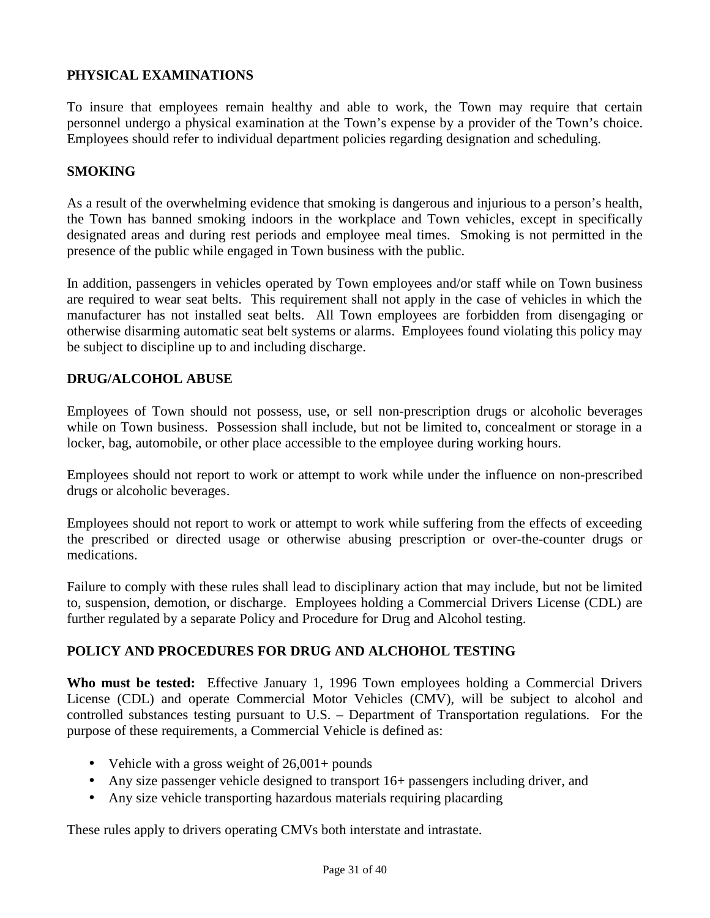## PHYSICAL EXAMINATIONS

To insure that employees remain healthy and able to work, the Town may require that certain personnel undergo a physical examination at the Town's expense by a provider of the Town's choice. Employees should refer to individual department policies regarding designation and scheduling.

## SMOKING

As a result of the overwhelming evidence that smoking is dangerous and injurious to a person's health, the Town has banned smoking indoors in the workplace and Town vehicles, except in specifically designated areas and during rest periods and employee meal times. Smoking is not permitted in the presence of the public while engaged in Town business with the public.

In addition, passengers in vehicles operated by Town employees and/or staff while on Town business are required to wear seat belts. This requirement shall not apply in the case of vehicles in which the manufacturer has not installed seat belts. All Town employees are forbidden from disengaging or otherwise disarming automatic seat belt systems or alarms. Employees found violating this policy may be subject to discipline up to and including discharge.

## DRUG/ALCOHOL ABUSE

Employees of Town should not possess, use, or sell non-prescription drugs or alcoholic beverages while on Town business. Possession shall include, but not be limited to, concealment or storage in a locker, bag, automobile, or other place accessible to the employee during working hours.

Employees should not report to work or attempt to work while under the influence on non-prescribed drugs or alcoholic beverages.

Employees should not report to work or attempt to work while suffering from the effects of exceeding the prescribed or directed usage or otherwise abusing prescription or over-the-counter drugs or medications.

Failure to comply with these rules shall lead to disciplinary action that may include, but not be limited to, suspension, demotion, or discharge. Employees holding a Commercial Drivers License (CDL) are further regulated by a separate Policy and Procedure for Drug and Alcohol testing.

## POLICY AND PROCEDURES FOR DRUG AND ALCHOHOL TESTING

**Who must be tested:** Effective January 1, 1996 Town employees holding a Commercial Drivers License (CDL) and operate Commercial Motor Vehicles (CMV), will be subject to alcohol and controlled substances testing pursuant to U.S. – Department of Transportation regulations. For the purpose of these requirements, a Commercial Vehicle is defined as:

- Vehicle with a gross weight of 26,001+ pounds
- Any size passenger vehicle designed to transport 16+ passengers including driver, and
- Any size vehicle transporting hazardous materials requiring placarding

These rules apply to drivers operating CMVs both interstate and intrastate.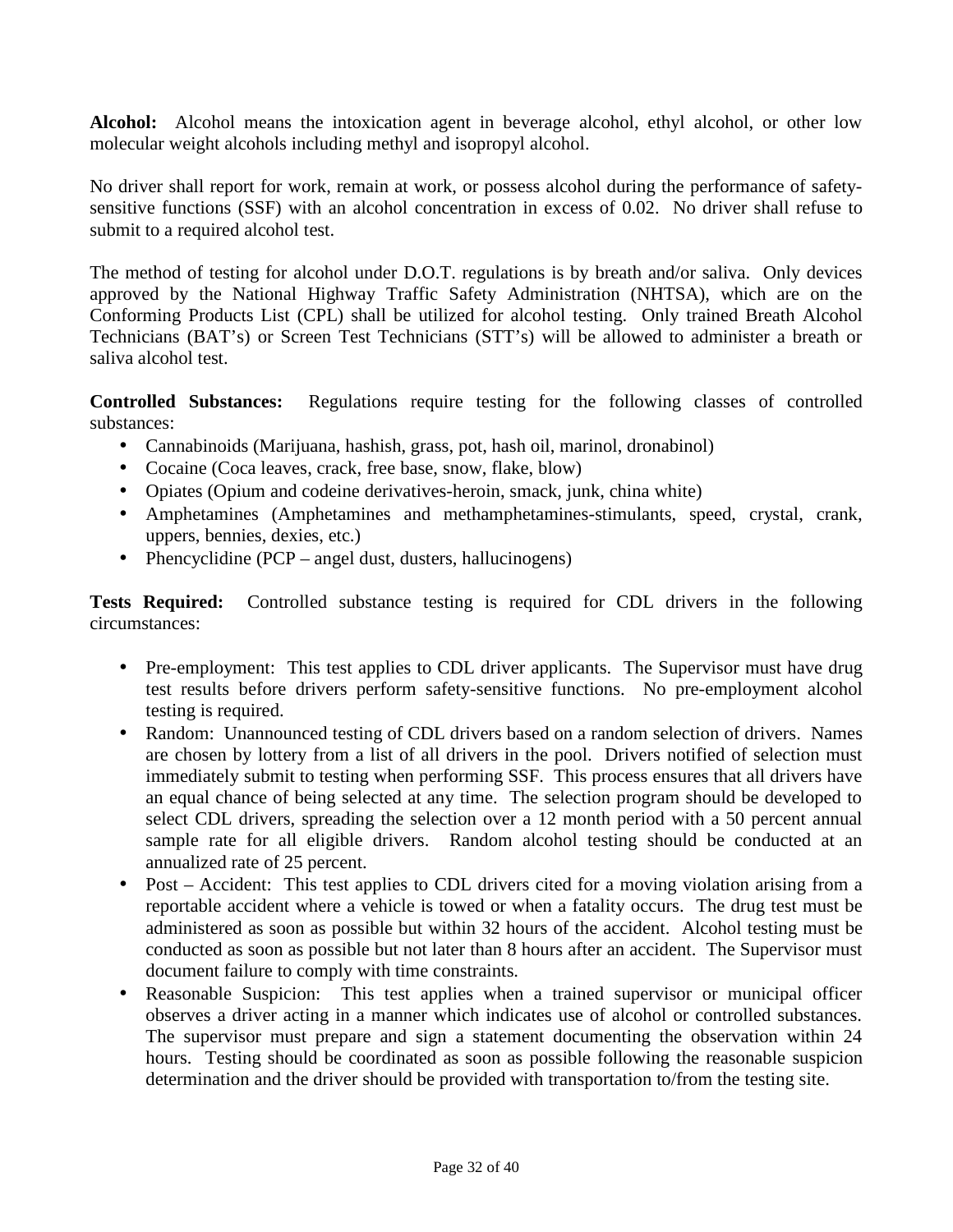**Alcohol:** Alcohol means the intoxication agent in beverage alcohol, ethyl alcohol, or other low molecular weight alcohols including methyl and isopropyl alcohol.

No driver shall report for work, remain at work, or possess alcohol during the performance of safety-sensitive functions (SSF) with an alcohol concentration in excess of 0.02. No driver shall refuse to submit to a required alcohol test.

The method of testing for alcohol under D.O.T. regulations is by breath and/or saliva. Only devices approved by the National Highway Traffic Safety Administration (NHTSA), which are on the Conforming Products List (CPL) shall be utilized for alcohol testing. Only trained Breath Alcohol Technicians (BAT's) or Screen Test Technicians (STT's) will be allowed to administer a breath or saliva alcohol test.

**Controlled Substances:** Regulations require testing for the following classes of controlled substances:

- Cannabinoids (Marijuana, hashish, grass, pot, hash oil, marinol, dronabinol)
- Cocaine (Coca leaves, crack, free base, snow, flake, blow)
- Opiates (Opium and codeine derivatives-heroin, smack, junk, china white)
- Amphetamines (Amphetamines and methamphetamines-stimulants, speed, crystal, crank, uppers, bennies, dexies, etc.)
- Phencyclidine (PCP – angel dust, dusters, hallucinogens)

**Tests Required:** Controlled substance testing is required for CDL drivers in the following circumstances:

- Pre-employment: This test applies to CDL driver applicants. The Supervisor must have drug test results before drivers perform safety-sensitive functions. No pre-employment alcohol testing is required.
- Random: Unannounced testing of CDL drivers based on a random selection of drivers. Names are chosen by lottery from a list of all drivers in the pool. Drivers notified of selection must immediately submit to testing when performing SSF. This process ensures that all drivers have an equal chance of being selected at any time. The selection program should be developed to select CDL drivers, spreading the selection over a 12 month period with a 50 percent annual sample rate for all eligible drivers. Random alcohol testing should be conducted at an annualized rate of 25 percent.
- Post – Accident: This test applies to CDL drivers cited for a moving violation arising from a reportable accident where a vehicle is towed or when a fatality occurs. The drug test must be administered as soon as possible but within 32 hours of the accident. Alcohol testing must be conducted as soon as possible but not later than 8 hours after an accident. The Supervisor must document failure to comply with time constraints.
- Reasonable Suspicion: This test applies when a trained supervisor or municipal officer observes a driver acting in a manner which indicates use of alcohol or controlled substances. The supervisor must prepare and sign a statement documenting the observation within 24 hours. Testing should be coordinated as soon as possible following the reasonable suspicion determination and the driver should be provided with transportation to/from the testing site.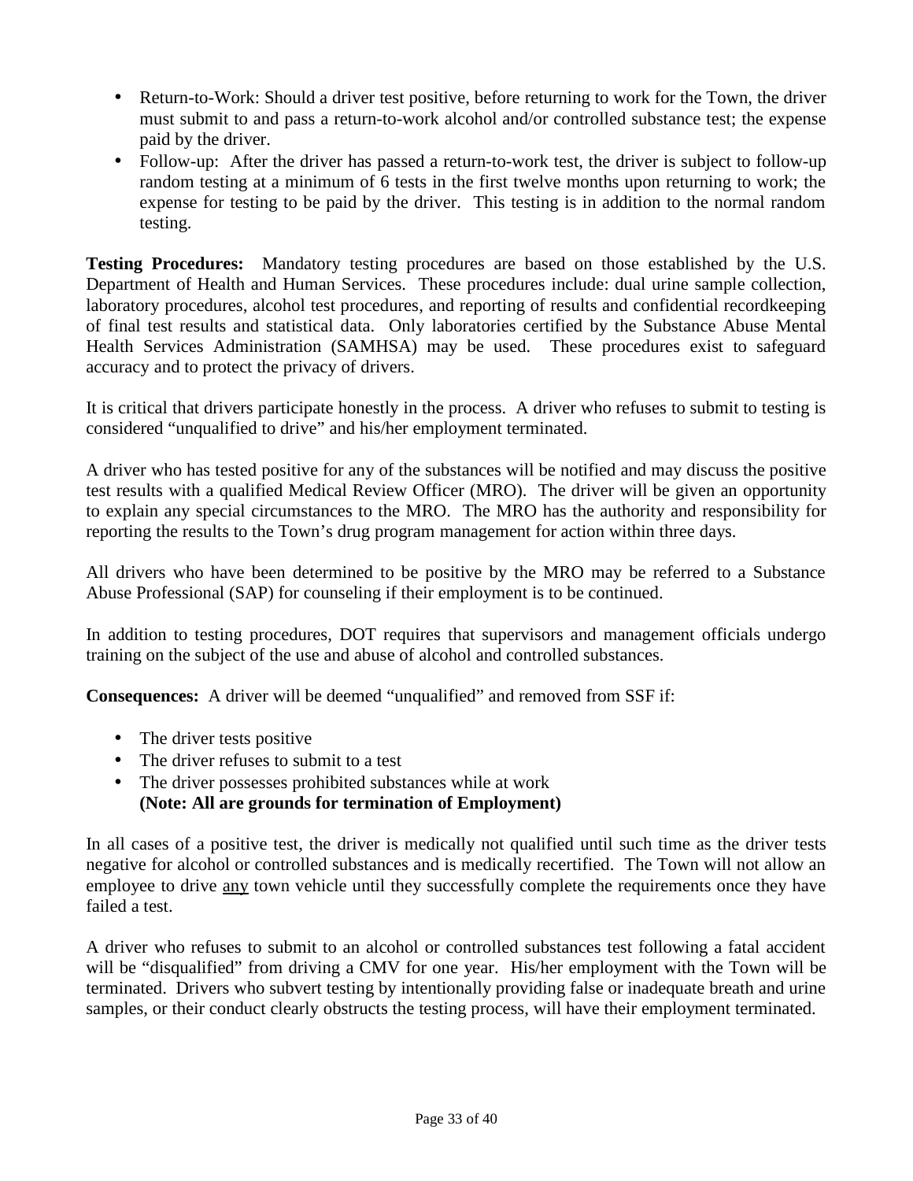- Return-to-Work: Should a driver test positive, before returning to work for the Town, the driver must submit to and pass a return-to-work alcohol and/or controlled substance test; the expense paid by the driver.
- Follow-up: After the driver has passed a return-to-work test, the driver is subject to follow-up random testing at a minimum of 6 tests in the first twelve months upon returning to work; the expense for testing to be paid by the driver. This testing is in addition to the normal random testing.

**Testing Procedures:** Mandatory testing procedures are based on those established by the U.S. Department of Health and Human Services. These procedures include: dual urine sample collection, laboratory procedures, alcohol test procedures, and reporting of results and confidential recordkeeping of final test results and statistical data. Only laboratories certified by the Substance Abuse Mental Health Services Administration (SAMHSA) may be used. These procedures exist to safeguard accuracy and to protect the privacy of drivers.

It is critical that drivers participate honestly in the process. A driver who refuses to submit to testing is considered "unqualified to drive" and his/her employment terminated.

A driver who has tested positive for any of the substances will be notified and may discuss the positive test results with a qualified Medical Review Officer (MRO). The driver will be given an opportunity to explain any special circumstances to the MRO. The MRO has the authority and responsibility for reporting the results to the Town's drug program management for action within three days.

All drivers who have been determined to be positive by the MRO may be referred to a Substance Abuse Professional (SAP) for counseling if their employment is to be continued.

In addition to testing procedures, DOT requires that supervisors and management officials undergo training on the subject of the use and abuse of alcohol and controlled substances.

**Consequences:** A driver will be deemed "unqualified" and removed from SSF if:

- The driver tests positive
- The driver refuses to submit to a test
- The driver possesses prohibited substances while at work
  **(Note: All are grounds for termination of Employment)**

In all cases of a positive test, the driver is medically not qualified until such time as the driver tests negative for alcohol or controlled substances and is medically recertified. The Town will not allow an employee to drive <u>any</u> town vehicle until they successfully complete the requirements once they have failed a test.

A driver who refuses to submit to an alcohol or controlled substances test following a fatal accident will be "disqualified" from driving a CMV for one year. His/her employment with the Town will be terminated. Drivers who subvert testing by intentionally providing false or inadequate breath and urine samples, or their conduct clearly obstructs the testing process, will have their employment terminated.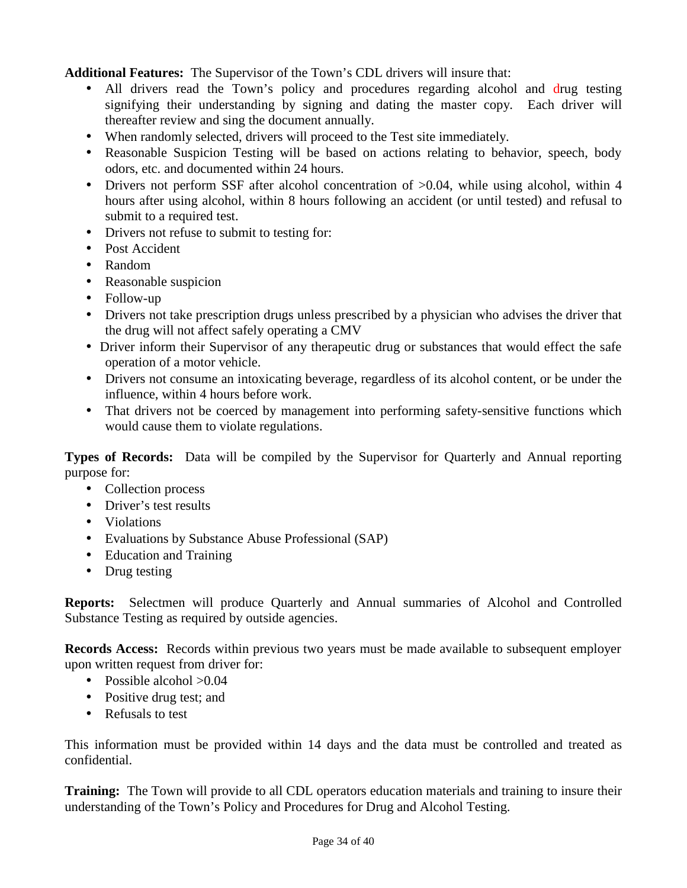**Additional Features:** The Supervisor of the Town's CDL drivers will insure that:

- All drivers read the Town's policy and procedures regarding alcohol and drug testing signifying their understanding by signing and dating the master copy. Each driver will thereafter review and sing the document annually.
- When randomly selected, drivers will proceed to the Test site immediately.
- Reasonable Suspicion Testing will be based on actions relating to behavior, speech, body odors, etc. and documented within 24 hours.
- Drivers not perform SSF after alcohol concentration of >0.04, while using alcohol, within 4 hours after using alcohol, within 8 hours following an accident (or until tested) and refusal to submit to a required test.
- Drivers not refuse to submit to testing for:
- Post Accident
- Random
- Reasonable suspicion
- Follow-up
- Drivers not take prescription drugs unless prescribed by a physician who advises the driver that the drug will not affect safely operating a CMV
- Driver inform their Supervisor of any therapeutic drug or substances that would effect the safe operation of a motor vehicle.
- Drivers not consume an intoxicating beverage, regardless of its alcohol content, or be under the influence, within 4 hours before work.
- That drivers not be coerced by management into performing safety-sensitive functions which would cause them to violate regulations.

**Types of Records:** Data will be compiled by the Supervisor for Quarterly and Annual reporting purpose for:

- Collection process
- Driver's test results
- Violations
- Evaluations by Substance Abuse Professional (SAP)
- Education and Training
- Drug testing

**Reports:** Selectmen will produce Quarterly and Annual summaries of Alcohol and Controlled Substance Testing as required by outside agencies.

**Records Access:** Records within previous two years must be made available to subsequent employer upon written request from driver for:

- Possible alcohol >0.04
- Positive drug test; and
- Refusals to test

This information must be provided within 14 days and the data must be controlled and treated as confidential.

**Training:** The Town will provide to all CDL operators education materials and training to insure their understanding of the Town's Policy and Procedures for Drug and Alcohol Testing.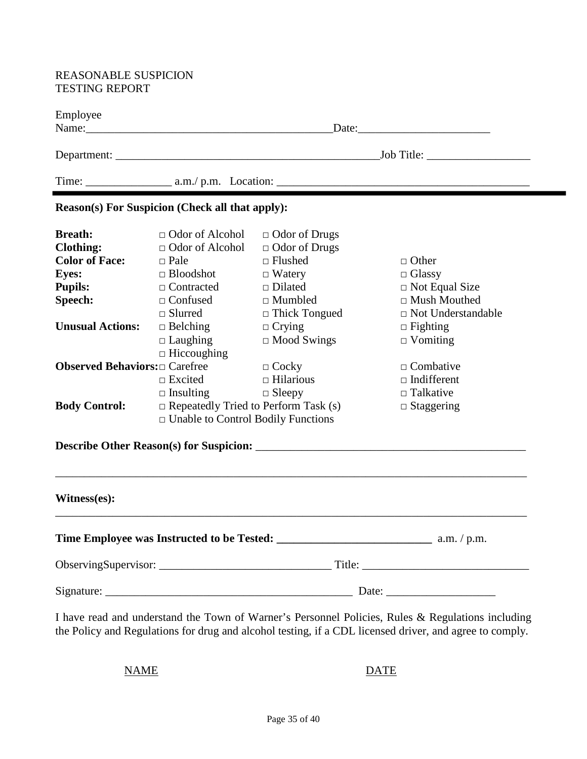REASONABLE SUSPICION
TESTING REPORT

Employee Name:_________________________________________Date:______________________

Department: _____________________________________________Job Title: _________________

Time: ______________ a.m./ p.m. Location: __________________________________________

---

**Reason(s) For Suspicion (Check all that apply):**

| | | | |
|---|---|---|---|
| **Breath:** | □ Odor of Alcohol | □ Odor of Drugs | |
| **Clothing:** | □ Odor of Alcohol | □ Odor of Drugs | |
| **Color of Face:** | □ Pale | □ Flushed | □ Other |
| **Eyes:** | □ Bloodshot | □ Watery | □ Glassy |
| **Pupils:** | □ Contracted | □ Dilated | □ Not Equal Size |
| **Speech:** | □ Confused | □ Mumbled | □ Mush Mouthed |
| | □ Slurred | □ Thick Tongued | □ Not Understandable |
| **Unusual Actions:** | □ Belching | □ Crying | □ Fighting |
| | □ Laughing | □ Mood Swings | □ Vomiting |
| | □ Hiccoughing | | |
| **Observed Behaviors:** | □ Carefree | □ Cocky | □ Combative |
| | □ Excited | □ Hilarious | □ Indifferent |
| | □ Insulting | □ Sleepy | □ Talkative |
| **Body Control:** | □ Repeatedly Tried to Perform Task (s) | | □ Staggering |
| | □ Unable to Control Bodily Functions | | |

**Describe Other Reason(s) for Suspicion:** ______________________________________________

_____________________________________________________________________________________

**Witness(es):**

_____________________________________________________________________________________

**Time Employee was Instructed to be Tested: ___________________________** a.m. / p.m.

ObservingSupervisor: ______________________________ Title: _____________________________

Signature: ____________________________________________ Date: ___________________

I have read and understand the Town of Warner's Personnel Policies, Rules & Regulations including the Policy and Regulations for drug and alcohol testing, if a CDL licensed driver, and agree to comply.

NAME DATE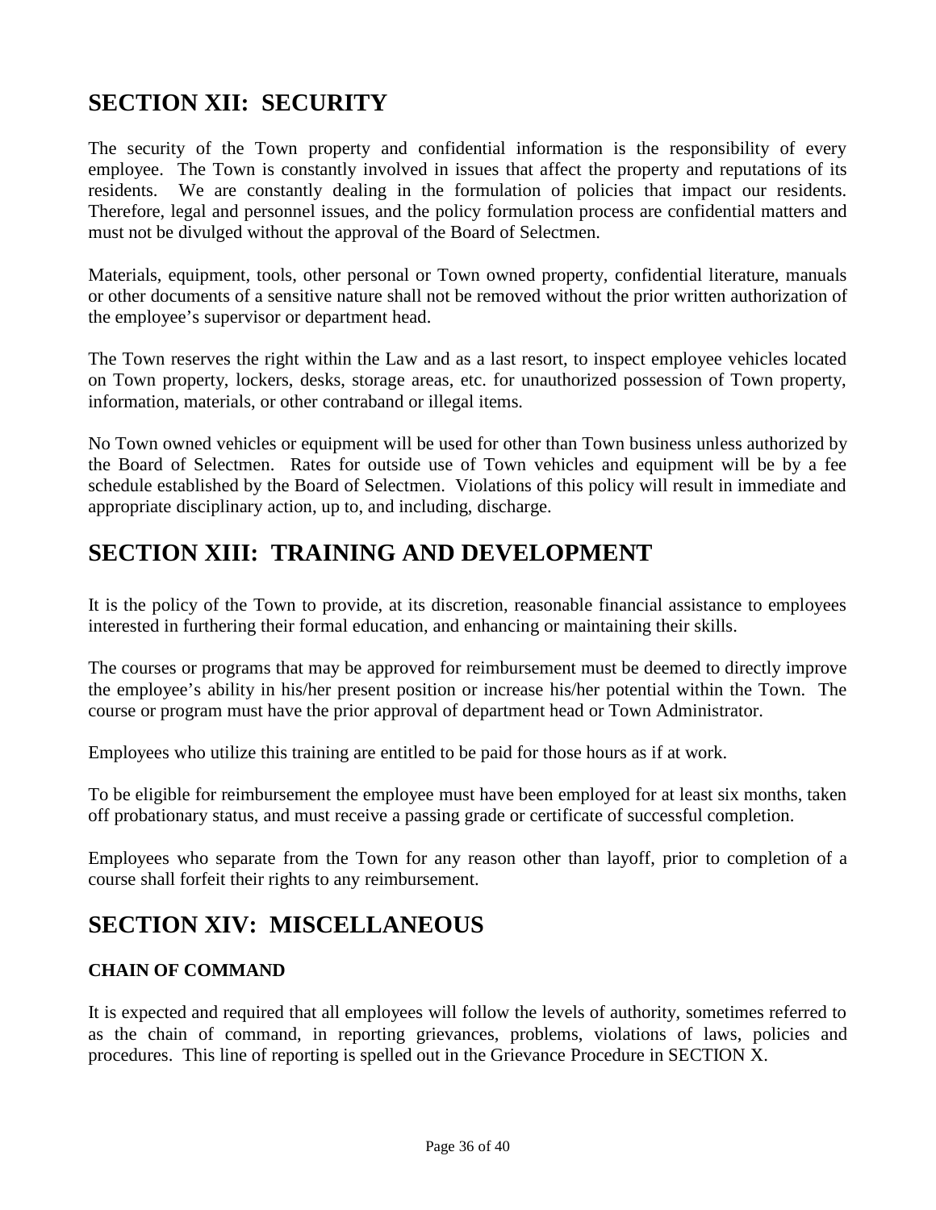## SECTION XII:  SECURITY

The security of the Town property and confidential information is the responsibility of every employee.  The Town is constantly involved in issues that affect the property and reputations of its residents.  We are constantly dealing in the formulation of policies that impact our residents.  Therefore, legal and personnel issues, and the policy formulation process are confidential matters and must not be divulged without the approval of the Board of Selectmen.

Materials, equipment, tools, other personal or Town owned property, confidential literature, manuals or other documents of a sensitive nature shall not be removed without the prior written authorization of the employee's supervisor or department head.

The Town reserves the right within the Law and as a last resort, to inspect employee vehicles located on Town property, lockers, desks, storage areas, etc. for unauthorized possession of Town property, information, materials, or other contraband or illegal items.

No Town owned vehicles or equipment will be used for other than Town business unless authorized by the Board of Selectmen.  Rates for outside use of Town vehicles and equipment will be by a fee schedule established by the Board of Selectmen.  Violations of this policy will result in immediate and appropriate disciplinary action, up to, and including, discharge.

## SECTION XIII:  TRAINING AND DEVELOPMENT

It is the policy of the Town to provide, at its discretion, reasonable financial assistance to employees interested in furthering their formal education, and enhancing or maintaining their skills.

The courses or programs that may be approved for reimbursement must be deemed to directly improve the employee's ability in his/her present position or increase his/her potential within the Town.  The course or program must have the prior approval of department head or Town Administrator.

Employees who utilize this training are entitled to be paid for those hours as if at work.

To be eligible for reimbursement the employee must have been employed for at least six months, taken off probationary status, and must receive a passing grade or certificate of successful completion.

Employees who separate from the Town for any reason other than layoff, prior to completion of a course shall forfeit their rights to any reimbursement.

## SECTION XIV:  MISCELLANEOUS

### CHAIN OF COMMAND

It is expected and required that all employees will follow the levels of authority, sometimes referred to as the chain of command, in reporting grievances, problems, violations of laws, policies and procedures.  This line of reporting is spelled out in the Grievance Procedure in SECTION X.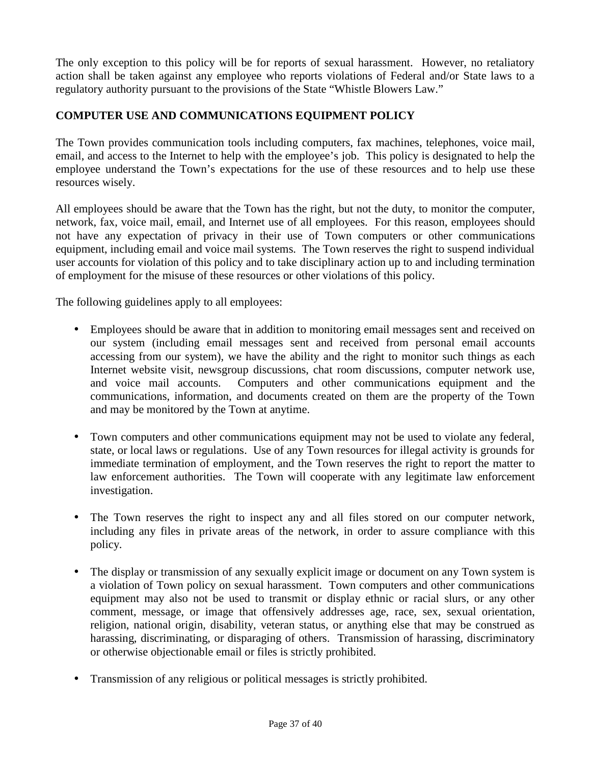The only exception to this policy will be for reports of sexual harassment. However, no retaliatory action shall be taken against any employee who reports violations of Federal and/or State laws to a regulatory authority pursuant to the provisions of the State "Whistle Blowers Law."

## COMPUTER USE AND COMMUNICATIONS EQUIPMENT POLICY

The Town provides communication tools including computers, fax machines, telephones, voice mail, email, and access to the Internet to help with the employee's job. This policy is designated to help the employee understand the Town's expectations for the use of these resources and to help use these resources wisely.

All employees should be aware that the Town has the right, but not the duty, to monitor the computer, network, fax, voice mail, email, and Internet use of all employees. For this reason, employees should not have any expectation of privacy in their use of Town computers or other communications equipment, including email and voice mail systems. The Town reserves the right to suspend individual user accounts for violation of this policy and to take disciplinary action up to and including termination of employment for the misuse of these resources or other violations of this policy.

The following guidelines apply to all employees:

- Employees should be aware that in addition to monitoring email messages sent and received on our system (including email messages sent and received from personal email accounts accessing from our system), we have the ability and the right to monitor such things as each Internet website visit, newsgroup discussions, chat room discussions, computer network use, and voice mail accounts. Computers and other communications equipment and the communications, information, and documents created on them are the property of the Town and may be monitored by the Town at anytime.

- Town computers and other communications equipment may not be used to violate any federal, state, or local laws or regulations. Use of any Town resources for illegal activity is grounds for immediate termination of employment, and the Town reserves the right to report the matter to law enforcement authorities. The Town will cooperate with any legitimate law enforcement investigation.

- The Town reserves the right to inspect any and all files stored on our computer network, including any files in private areas of the network, in order to assure compliance with this policy.

- The display or transmission of any sexually explicit image or document on any Town system is a violation of Town policy on sexual harassment. Town computers and other communications equipment may also not be used to transmit or display ethnic or racial slurs, or any other comment, message, or image that offensively addresses age, race, sex, sexual orientation, religion, national origin, disability, veteran status, or anything else that may be construed as harassing, discriminating, or disparaging of others. Transmission of harassing, discriminatory or otherwise objectionable email or files is strictly prohibited.

- Transmission of any religious or political messages is strictly prohibited.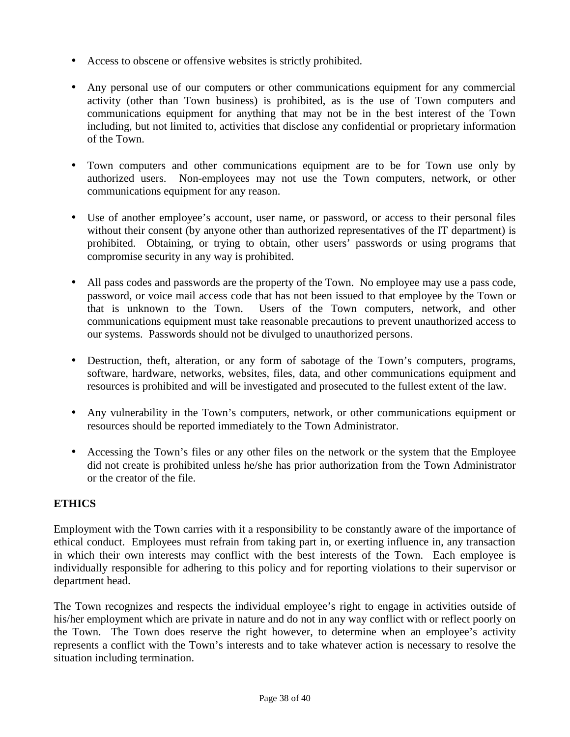- Access to obscene or offensive websites is strictly prohibited.

- Any personal use of our computers or other communications equipment for any commercial activity (other than Town business) is prohibited, as is the use of Town computers and communications equipment for anything that may not be in the best interest of the Town including, but not limited to, activities that disclose any confidential or proprietary information of the Town.

- Town computers and other communications equipment are to be for Town use only by authorized users. Non-employees may not use the Town computers, network, or other communications equipment for any reason.

- Use of another employee's account, user name, or password, or access to their personal files without their consent (by anyone other than authorized representatives of the IT department) is prohibited. Obtaining, or trying to obtain, other users' passwords or using programs that compromise security in any way is prohibited.

- All pass codes and passwords are the property of the Town. No employee may use a pass code, password, or voice mail access code that has not been issued to that employee by the Town or that is unknown to the Town. Users of the Town computers, network, and other communications equipment must take reasonable precautions to prevent unauthorized access to our systems. Passwords should not be divulged to unauthorized persons.

- Destruction, theft, alteration, or any form of sabotage of the Town's computers, programs, software, hardware, networks, websites, files, data, and other communications equipment and resources is prohibited and will be investigated and prosecuted to the fullest extent of the law.

- Any vulnerability in the Town's computers, network, or other communications equipment or resources should be reported immediately to the Town Administrator.

- Accessing the Town's files or any other files on the network or the system that the Employee did not create is prohibited unless he/she has prior authorization from the Town Administrator or the creator of the file.

**ETHICS**

Employment with the Town carries with it a responsibility to be constantly aware of the importance of ethical conduct. Employees must refrain from taking part in, or exerting influence in, any transaction in which their own interests may conflict with the best interests of the Town. Each employee is individually responsible for adhering to this policy and for reporting violations to their supervisor or department head.

The Town recognizes and respects the individual employee's right to engage in activities outside of his/her employment which are private in nature and do not in any way conflict with or reflect poorly on the Town. The Town does reserve the right however, to determine when an employee's activity represents a conflict with the Town's interests and to take whatever action is necessary to resolve the situation including termination.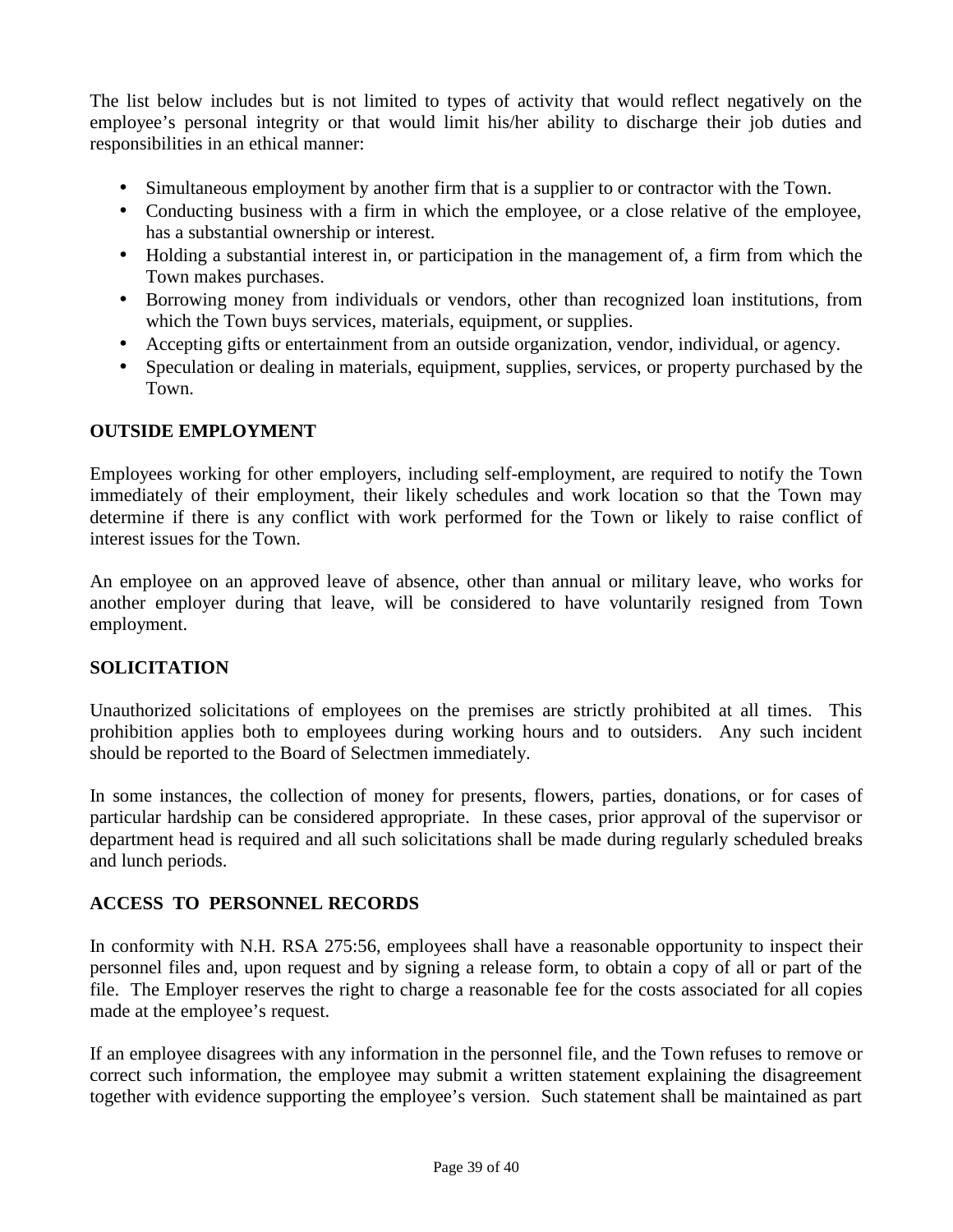The list below includes but is not limited to types of activity that would reflect negatively on the employee's personal integrity or that would limit his/her ability to discharge their job duties and responsibilities in an ethical manner:

- Simultaneous employment by another firm that is a supplier to or contractor with the Town.
- Conducting business with a firm in which the employee, or a close relative of the employee, has a substantial ownership or interest.
- Holding a substantial interest in, or participation in the management of, a firm from which the Town makes purchases.
- Borrowing money from individuals or vendors, other than recognized loan institutions, from which the Town buys services, materials, equipment, or supplies.
- Accepting gifts or entertainment from an outside organization, vendor, individual, or agency.
- Speculation or dealing in materials, equipment, supplies, services, or property purchased by the Town.

## OUTSIDE EMPLOYMENT

Employees working for other employers, including self-employment, are required to notify the Town immediately of their employment, their likely schedules and work location so that the Town may determine if there is any conflict with work performed for the Town or likely to raise conflict of interest issues for the Town.

An employee on an approved leave of absence, other than annual or military leave, who works for another employer during that leave, will be considered to have voluntarily resigned from Town employment.

## SOLICITATION

Unauthorized solicitations of employees on the premises are strictly prohibited at all times. This prohibition applies both to employees during working hours and to outsiders. Any such incident should be reported to the Board of Selectmen immediately.

In some instances, the collection of money for presents, flowers, parties, donations, or for cases of particular hardship can be considered appropriate. In these cases, prior approval of the supervisor or department head is required and all such solicitations shall be made during regularly scheduled breaks and lunch periods.

## ACCESS TO PERSONNEL RECORDS

In conformity with N.H. RSA 275:56, employees shall have a reasonable opportunity to inspect their personnel files and, upon request and by signing a release form, to obtain a copy of all or part of the file. The Employer reserves the right to charge a reasonable fee for the costs associated for all copies made at the employee's request.

If an employee disagrees with any information in the personnel file, and the Town refuses to remove or correct such information, the employee may submit a written statement explaining the disagreement together with evidence supporting the employee's version. Such statement shall be maintained as part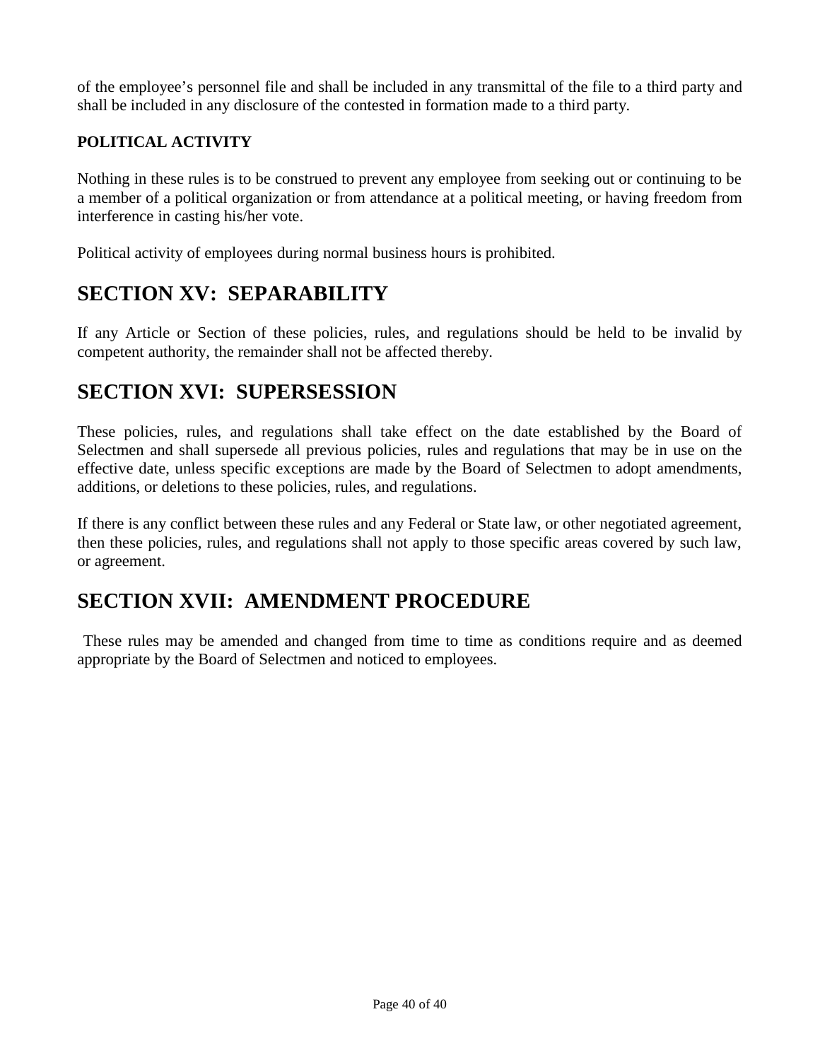of the employee's personnel file and shall be included in any transmittal of the file to a third party and shall be included in any disclosure of the contested in formation made to a third party.

**POLITICAL ACTIVITY**

Nothing in these rules is to be construed to prevent any employee from seeking out or continuing to be a member of a political organization or from attendance at a political meeting, or having freedom from interference in casting his/her vote.

Political activity of employees during normal business hours is prohibited.

## SECTION XV: SEPARABILITY

If any Article or Section of these policies, rules, and regulations should be held to be invalid by competent authority, the remainder shall not be affected thereby.

## SECTION XVI: SUPERSESSION

These policies, rules, and regulations shall take effect on the date established by the Board of Selectmen and shall supersede all previous policies, rules and regulations that may be in use on the effective date, unless specific exceptions are made by the Board of Selectmen to adopt amendments, additions, or deletions to these policies, rules, and regulations.

If there is any conflict between these rules and any Federal or State law, or other negotiated agreement, then these policies, rules, and regulations shall not apply to those specific areas covered by such law, or agreement.

## SECTION XVII: AMENDMENT PROCEDURE

These rules may be amended and changed from time to time as conditions require and as deemed appropriate by the Board of Selectmen and noticed to employees.